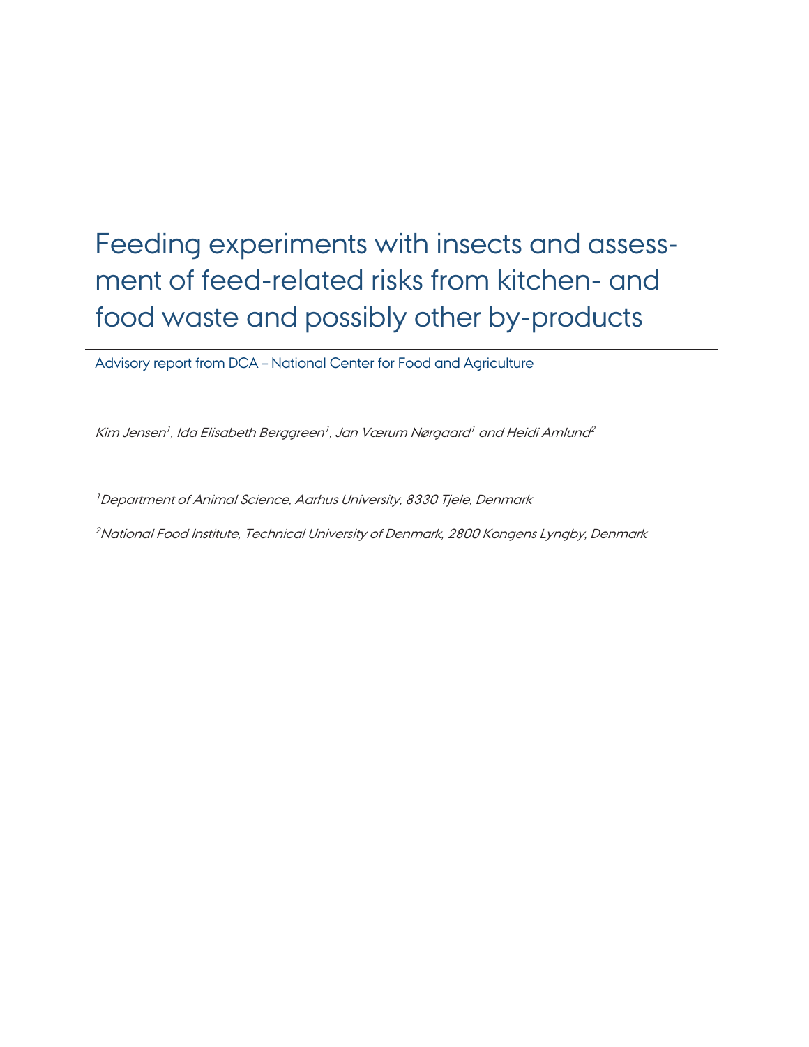# Feeding experiments with insects and assessment of feed-related risks from kitchen- and food waste and possibly other by-products

Advisory report from DCA – National Center for Food and Agriculture

*Kim Jensen[1], Ida Elisabeth Berggreen[1], Jan Værum Nørgaard[1] and Heidi Amlund[2]*

*[1]Department of Animal Science, Aarhus University, 8330 Tjele, Denmark*

*[2]National Food Institute, Technical University of Denmark, 2800 Kongens Lyngby, Denmark*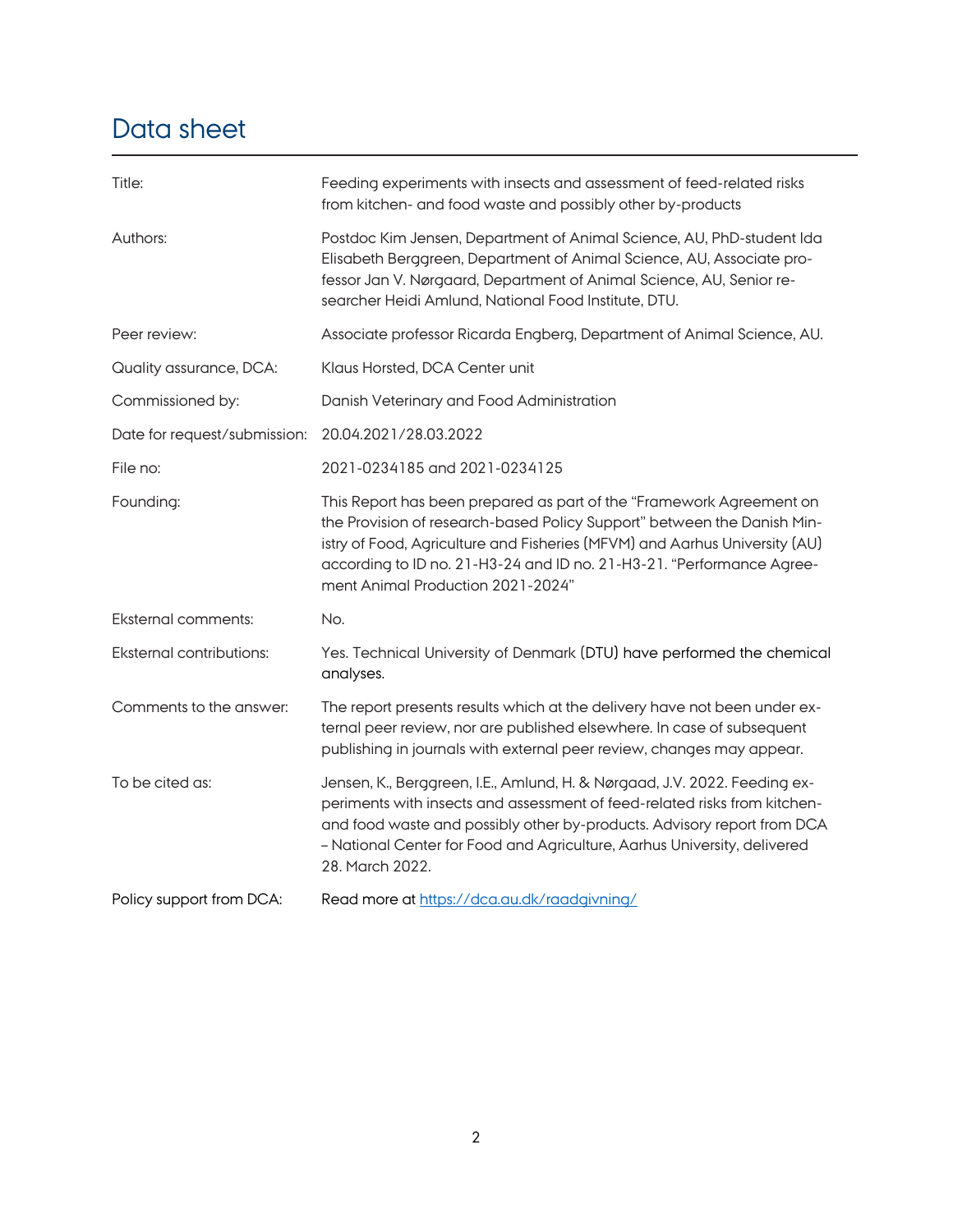# Data sheet

| | |
|---|---|
| Title: | Feeding experiments with insects and assessment of feed-related risks from kitchen- and food waste and possibly other by-products |
| Authors: | Postdoc Kim Jensen, Department of Animal Science, AU, PhD-student Ida Elisabeth Berggreen, Department of Animal Science, AU, Associate professor Jan V. Nørgaard, Department of Animal Science, AU, Senior researcher Heidi Amlund, National Food Institute, DTU. |
| Peer review: | Associate professor Ricarda Engberg, Department of Animal Science, AU. |
| Quality assurance, DCA: | Klaus Horsted, DCA Center unit |
| Commissioned by: | Danish Veterinary and Food Administration |
| Date for request/submission: | 20.04.2021/28.03.2022 |
| File no: | 2021-0234185 and 2021-0234125 |
| Founding: | This Report has been prepared as part of the "Framework Agreement on the Provision of research-based Policy Support" between the Danish Ministry of Food, Agriculture and Fisheries (MFVM) and Aarhus University (AU) according to ID no. 21-H3-24 and ID no. 21-H3-21. "Performance Agreement Animal Production 2021-2024" |
| Eksternal comments: | No. |
| Eksternal contributions: | Yes. Technical University of Denmark (DTU) have performed the chemical analyses. |
| Comments to the answer: | The report presents results which at the delivery have not been under external peer review, nor are published elsewhere. In case of subsequent publishing in journals with external peer review, changes may appear. |
| To be cited as: | Jensen, K., Berggreen, I.E., Amlund, H. & Nørgaad, J.V. 2022. Feeding experiments with insects and assessment of feed-related risks from kitchen- and food waste and possibly other by-products. Advisory report from DCA – National Center for Food and Agriculture, Aarhus University, delivered 28. March 2022. |
| Policy support from DCA: | Read more at https://dca.au.dk/raadgivning/ |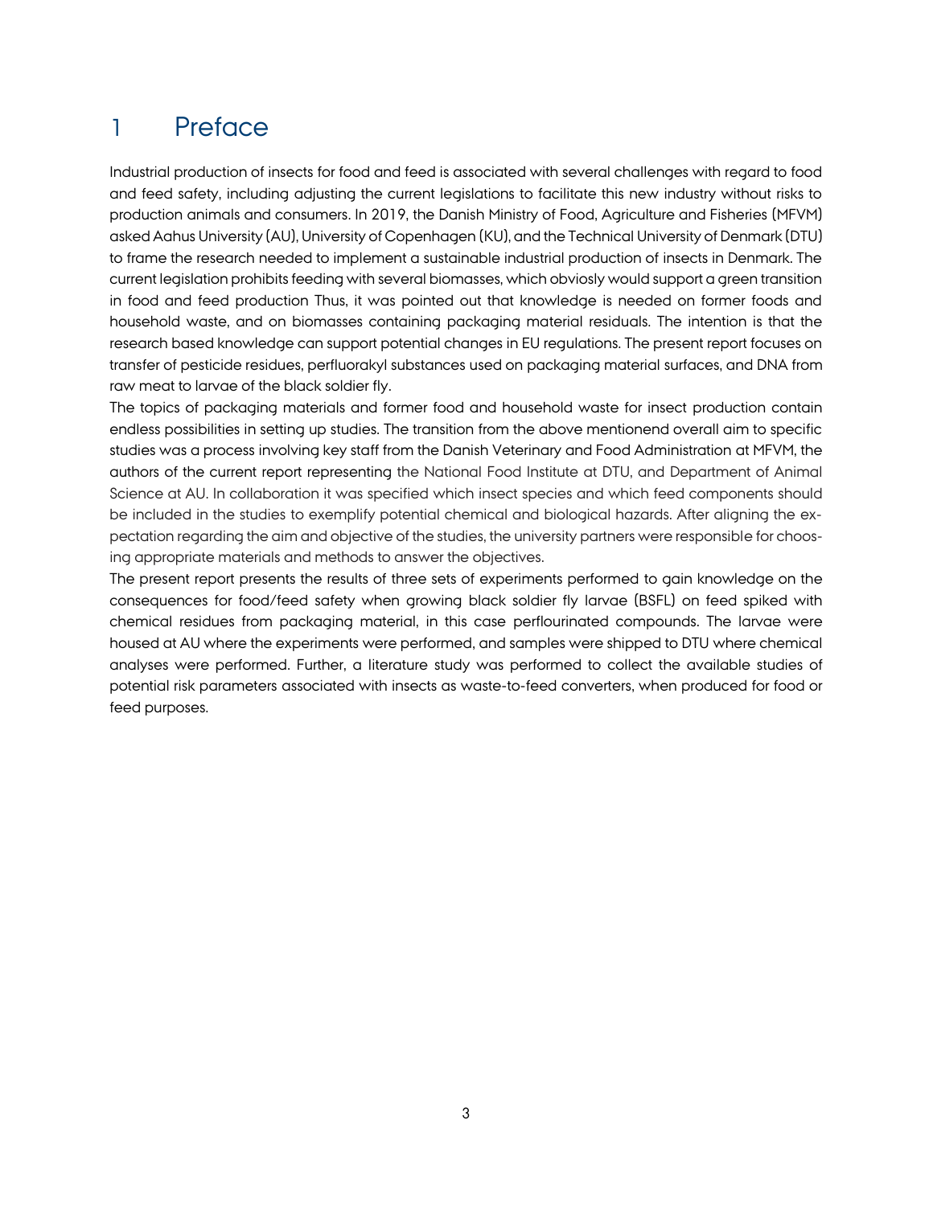# 1 Preface

Industrial production of insects for food and feed is associated with several challenges with regard to food and feed safety, including adjusting the current legislations to facilitate this new industry without risks to production animals and consumers. In 2019, the Danish Ministry of Food, Agriculture and Fisheries (MFVM) asked Aahus University (AU), University of Copenhagen (KU), and the Technical University of Denmark (DTU) to frame the research needed to implement a sustainable industrial production of insects in Denmark. The current legislation prohibits feeding with several biomasses, which obviosly would support a green transition in food and feed production Thus, it was pointed out that knowledge is needed on former foods and household waste, and on biomasses containing packaging material residuals. The intention is that the research based knowledge can support potential changes in EU regulations. The present report focuses on transfer of pesticide residues, perfluorakyl substances used on packaging material surfaces, and DNA from raw meat to larvae of the black soldier fly.

The topics of packaging materials and former food and household waste for insect production contain endless possibilities in setting up studies. The transition from the above mentionend overall aim to specific studies was a process involving key staff from the Danish Veterinary and Food Administration at MFVM, the authors of the current report representing the National Food Institute at DTU, and Department of Animal Science at AU. In collaboration it was specified which insect species and which feed components should be included in the studies to exemplify potential chemical and biological hazards. After aligning the expectation regarding the aim and objective of the studies, the university partners were responsible for choosing appropriate materials and methods to answer the objectives.

The present report presents the results of three sets of experiments performed to gain knowledge on the consequences for food/feed safety when growing black soldier fly larvae (BSFL) on feed spiked with chemical residues from packaging material, in this case perflourinated compounds. The larvae were housed at AU where the experiments were performed, and samples were shipped to DTU where chemical analyses were performed. Further, a literature study was performed to collect the available studies of potential risk parameters associated with insects as waste-to-feed converters, when produced for food or feed purposes.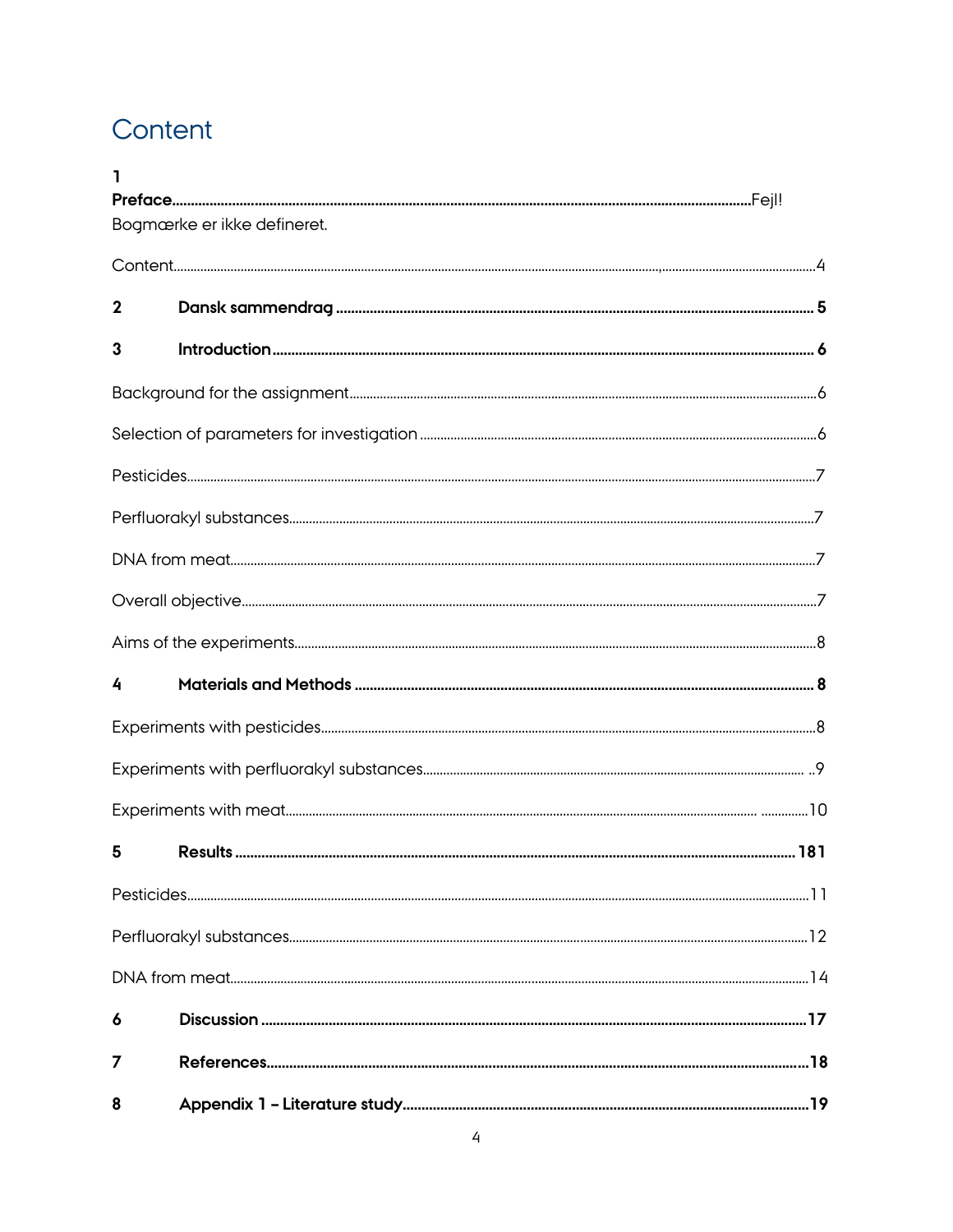# Content

1 **Preface**..............................................................................................................................................Fejl! Bogmærke er ikke defineret.

Content......................................................................................................................................................4

**2 Dansk sammendrag** ................................................................................................................ 5

**3 Introduction** ................................................................................................................................. 6

Background for the assignment..........................................................................................................6

Selection of parameters for investigation ..........................................................................................6

Pesticides...................................................................................................................................................7

Perfluorakyl substances...........................................................................................................................7

DNA from meat..........................................................................................................................................7

Overall objective........................................................................................................................................7

Aims of the experiments..........................................................................................................................8

**4 Materials and Methods** .............................................................................................................. 8

Experiments with pesticides...................................................................................................................8

Experiments with perfluorakyl substances......................................................................................... ..9

Experiments with meat....................................................................................................... ..............10

**5 Results** ........................................................................................................................................ 181

Pesticides..................................................................................................................................................11

Perfluorakyl substances.........................................................................................................................12

DNA from meat.........................................................................................................................................14

**6 Discussion** ....................................................................................................................................17

**7 References**....................................................................................................................................18

**8 Appendix 1 – Literature study**.................................................................................................19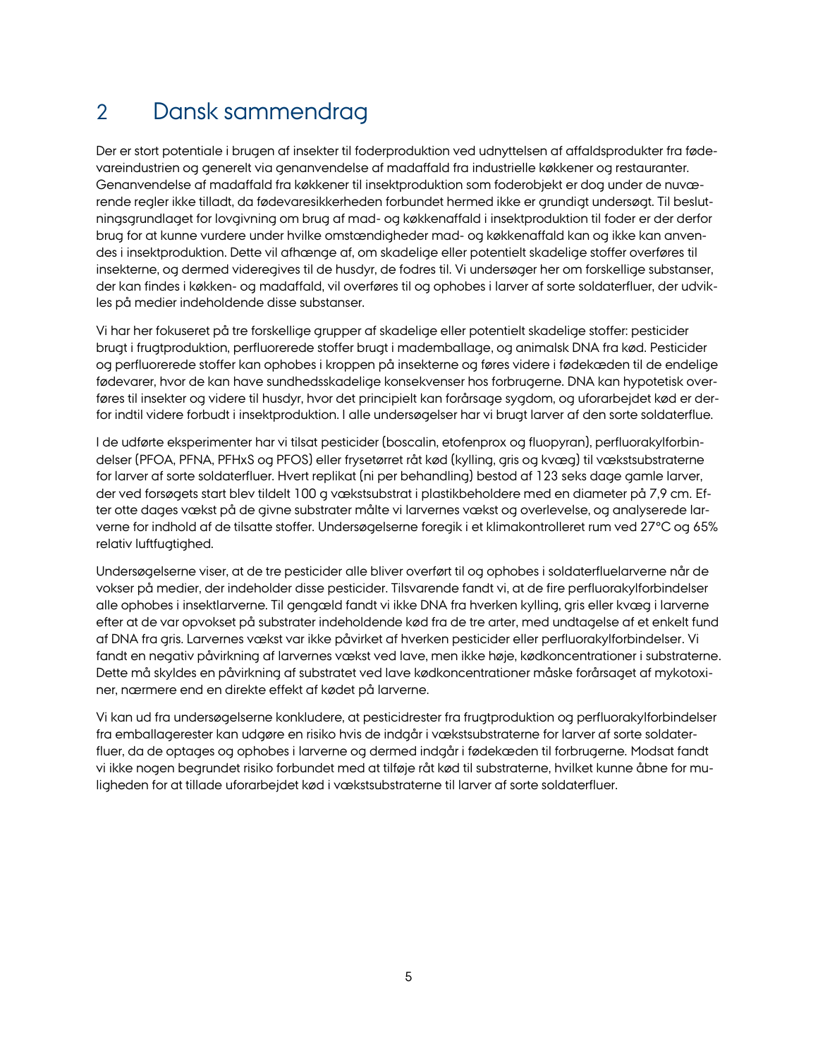# 2 Dansk sammendrag

Der er stort potentiale i brugen af insekter til foderproduktion ved udnyttelsen af affaldsprodukter fra fødevareindustrien og generelt via genanvendelse af madaffald fra industrielle køkkener og restauranter. Genanvendelse af madaffald fra køkkener til insektproduktion som foderobjekt er dog under de nuværende regler ikke tilladt, da fødevaresikkerheden forbundet hermed ikke er grundigt undersøgt. Til beslutningsgrundlaget for lovgivning om brug af mad- og køkkenaffald i insektproduktion til foder er der derfor brug for at kunne vurdere under hvilke omstændigheder mad- og køkkenaffald kan og ikke kan anvendes i insektproduktion. Dette vil afhænge af, om skadelige eller potentielt skadelige stoffer overføres til insekterne, og dermed videregives til de husdyr, de fodres til. Vi undersøger her om forskellige substanser, der kan findes i køkken- og madaffald, vil overføres til og ophobes i larver af sorte soldaterfluer, der udvikles på medier indeholdende disse substanser.

Vi har her fokuseret på tre forskellige grupper af skadelige eller potentielt skadelige stoffer: pesticider brugt i frugtproduktion, perfluorerede stoffer brugt i mademballage, og animalsk DNA fra kød. Pesticider og perfluorerede stoffer kan ophobes i kroppen på insekterne og føres videre i fødekæden til de endelige fødevarer, hvor de kan have sundhedsskadelige konsekvenser hos forbrugerne. DNA kan hypotetisk overføres til insekter og videre til husdyr, hvor det principielt kan forårsage sygdom, og uforarbejdet kød er derfor indtil videre forbudt i insektproduktion. I alle undersøgelser har vi brugt larver af den sorte soldaterflue.

I de udførte eksperimenter har vi tilsat pesticider (boscalin, etofenprox og fluopyran), perfluorakylforbindelser (PFOA, PFNA, PFHxS og PFOS) eller frysetørret råt kød (kylling, gris og kvæg) til vækstsubstraterne for larver af sorte soldaterfluer. Hvert replikat (ni per behandling) bestod af 123 seks dage gamle larver, der ved forsøgets start blev tildelt 100 g vækstsubstrat i plastikbeholdere med en diameter på 7,9 cm. Efter otte dages vækst på de givne substrater målte vi larvernes vækst og overlevelse, og analyserede larverne for indhold af de tilsatte stoffer. Undersøgelserne foregik i et klimakontrolleret rum ved 27°C og 65% relativ luftfugtighed.

Undersøgelserne viser, at de tre pesticider alle bliver overført til og ophobes i soldaterfluelarverne når de vokser på medier, der indeholder disse pesticider. Tilsvarende fandt vi, at de fire perfluorakylforbindelser alle ophobes i insektlarverne. Til gengæld fandt vi ikke DNA fra hverken kylling, gris eller kvæg i larverne efter at de var opvokset på substrater indeholdende kød fra de tre arter, med undtagelse af et enkelt fund af DNA fra gris. Larvernes vækst var ikke påvirket af hverken pesticider eller perfluorakylforbindelser. Vi fandt en negativ påvirkning af larvernes vækst ved lave, men ikke høje, kødkoncentrationer i substraterne. Dette må skyldes en påvirkning af substratet ved lave kødkoncentrationer måske forårsaget af mykotoxiner, nærmere end en direkte effekt af kødet på larverne.

Vi kan ud fra undersøgelserne konkludere, at pesticidrester fra frugtproduktion og perfluorakylforbindelser fra emballagerester kan udgøre en risiko hvis de indgår i vækstsubstraterne for larver af sorte soldaterfluer, da de optages og ophobes i larverne og dermed indgår i fødekæden til forbrugerne. Modsat fandt vi ikke nogen begrundet risiko forbundet med at tilføje råt kød til substraterne, hvilket kunne åbne for muligheden for at tillade uforarbejdet kød i vækstsubstraterne til larver af sorte soldaterfluer.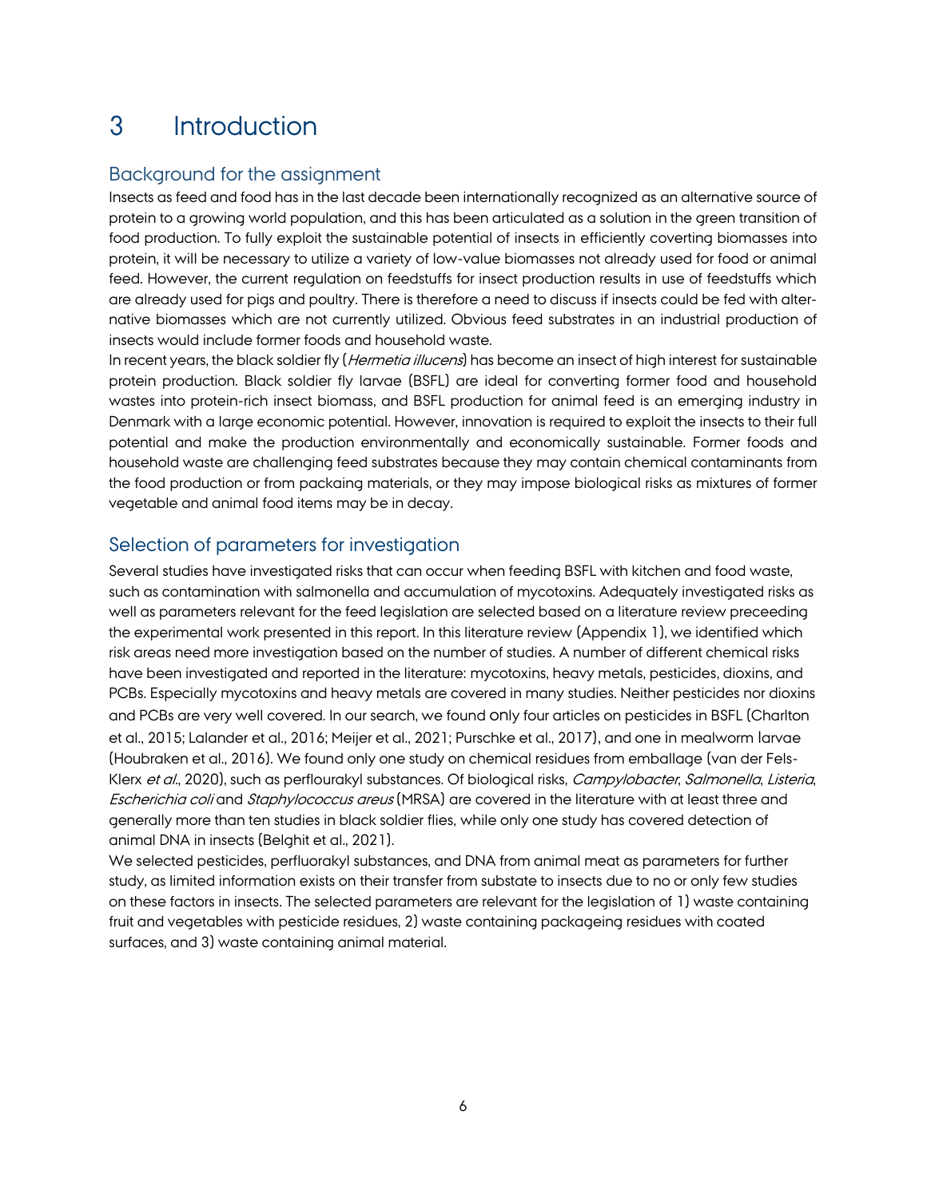# 3 Introduction

## Background for the assignment

Insects as feed and food has in the last decade been internationally recognized as an alternative source of protein to a growing world population, and this has been articulated as a solution in the green transition of food production. To fully exploit the sustainable potential of insects in efficiently coverting biomasses into protein, it will be necessary to utilize a variety of low-value biomasses not already used for food or animal feed. However, the current regulation on feedstuffs for insect production results in use of feedstuffs which are already used for pigs and poultry. There is therefore a need to discuss if insects could be fed with alternative biomasses which are not currently utilized. Obvious feed substrates in an industrial production of insects would include former foods and household waste.

In recent years, the black soldier fly (*Hermetia illucens*) has become an insect of high interest for sustainable protein production. Black soldier fly larvae (BSFL) are ideal for converting former food and household wastes into protein-rich insect biomass, and BSFL production for animal feed is an emerging industry in Denmark with a large economic potential. However, innovation is required to exploit the insects to their full potential and make the production environmentally and economically sustainable. Former foods and household waste are challenging feed substrates because they may contain chemical contaminants from the food production or from packaing materials, or they may impose biological risks as mixtures of former vegetable and animal food items may be in decay.

## Selection of parameters for investigation

Several studies have investigated risks that can occur when feeding BSFL with kitchen and food waste, such as contamination with salmonella and accumulation of mycotoxins. Adequately investigated risks as well as parameters relevant for the feed legislation are selected based on a literature review preceeding the experimental work presented in this report. In this literature review (Appendix 1), we identified which risk areas need more investigation based on the number of studies. A number of different chemical risks have been investigated and reported in the literature: mycotoxins, heavy metals, pesticides, dioxins, and PCBs. Especially mycotoxins and heavy metals are covered in many studies. Neither pesticides nor dioxins and PCBs are very well covered. In our search, we found only four articles on pesticides in BSFL (Charlton et al., 2015; Lalander et al., 2016; Meijer et al., 2021; Purschke et al., 2017), and one in mealworm larvae (Houbraken et al., 2016). We found only one study on chemical residues from emballage (van der Fels-Klerx *et al*., 2020), such as perflourakyl substances. Of biological risks, *Campylobacter*, *Salmonella*, *Listeria*, *Escherichia coli* and *Staphylococcus areus* (MRSA) are covered in the literature with at least three and generally more than ten studies in black soldier flies, while only one study has covered detection of animal DNA in insects (Belghit et al., 2021).

We selected pesticides, perfluorakyl substances, and DNA from animal meat as parameters for further study, as limited information exists on their transfer from substate to insects due to no or only few studies on these factors in insects. The selected parameters are relevant for the legislation of 1) waste containing fruit and vegetables with pesticide residues, 2) waste containing packageing residues with coated surfaces, and 3) waste containing animal material.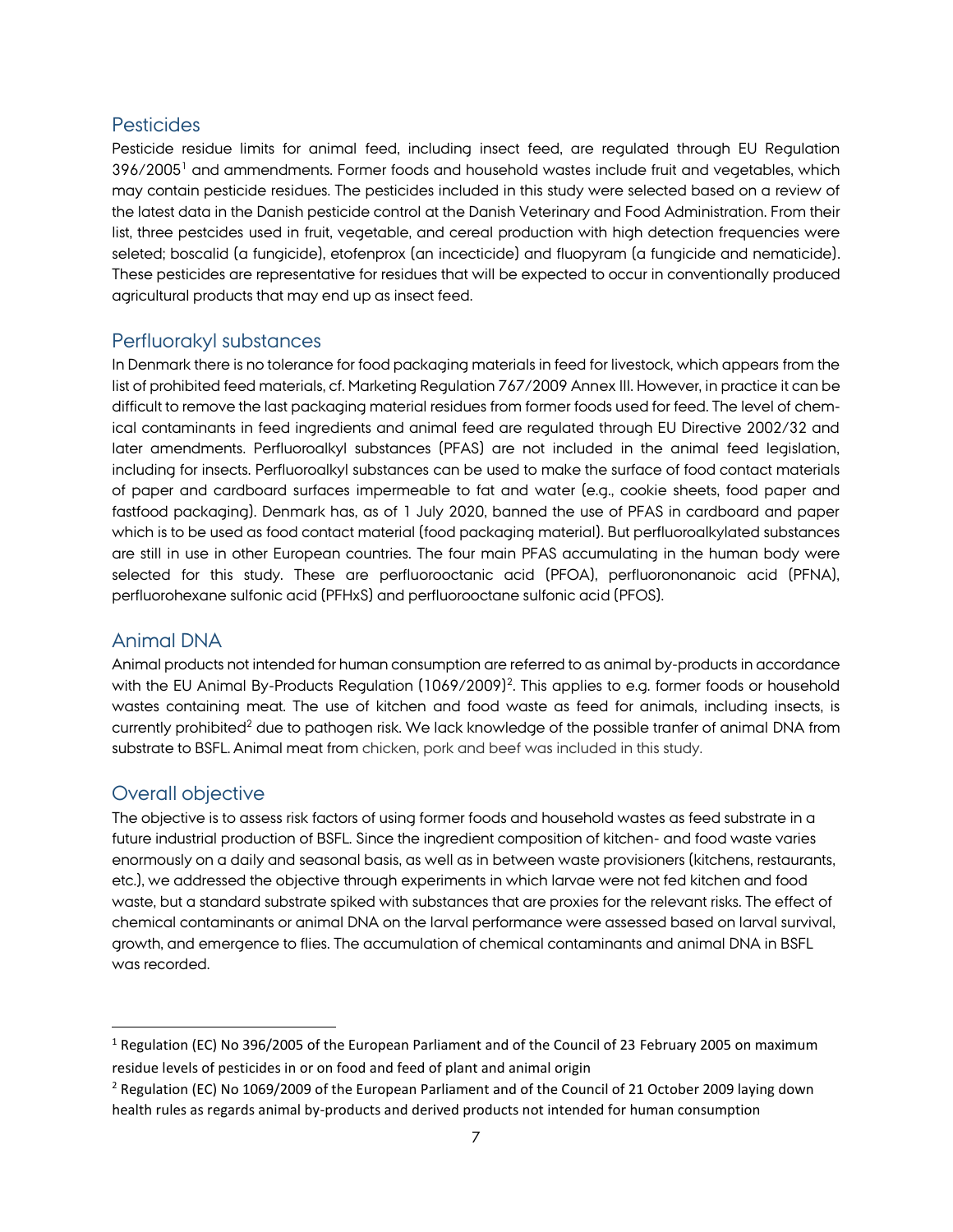## Pesticides

Pesticide residue limits for animal feed, including insect feed, are regulated through EU Regulation 396/2005[1] and ammendments. Former foods and household wastes include fruit and vegetables, which may contain pesticide residues. The pesticides included in this study were selected based on a review of the latest data in the Danish pesticide control at the Danish Veterinary and Food Administration. From their list, three pestcides used in fruit, vegetable, and cereal production with high detection frequencies were seleted; boscalid (a fungicide), etofenprox (an incecticide) and fluopyram (a fungicide and nematicide). These pesticides are representative for residues that will be expected to occur in conventionally produced agricultural products that may end up as insect feed.

## Perfluorakyl substances

In Denmark there is no tolerance for food packaging materials in feed for livestock, which appears from the list of prohibited feed materials, cf. Marketing Regulation 767/2009 Annex III. However, in practice it can be difficult to remove the last packaging material residues from former foods used for feed. The level of chemical contaminants in feed ingredients and animal feed are regulated through EU Directive 2002/32 and later amendments. Perfluoroalkyl substances (PFAS) are not included in the animal feed legislation, including for insects. Perfluoroalkyl substances can be used to make the surface of food contact materials of paper and cardboard surfaces impermeable to fat and water (e.g., cookie sheets, food paper and fastfood packaging). Denmark has, as of 1 July 2020, banned the use of PFAS in cardboard and paper which is to be used as food contact material (food packaging material). But perfluoroalkylated substances are still in use in other European countries. The four main PFAS accumulating in the human body were selected for this study. These are perfluorooctanic acid (PFOA), perfluorononanoic acid (PFNA), perfluorohexane sulfonic acid (PFHxS) and perfluorooctane sulfonic acid (PFOS).

## Animal DNA

Animal products not intended for human consumption are referred to as animal by-products in accordance with the EU Animal By-Products Regulation (1069/2009)[2]. This applies to e.g. former foods or household wastes containing meat. The use of kitchen and food waste as feed for animals, including insects, is currently prohibited[2] due to pathogen risk. We lack knowledge of the possible tranfer of animal DNA from substrate to BSFL. Animal meat from chicken, pork and beef was included in this study.

## Overall objective

The objective is to assess risk factors of using former foods and household wastes as feed substrate in a future industrial production of BSFL. Since the ingredient composition of kitchen- and food waste varies enormously on a daily and seasonal basis, as well as in between waste provisioners (kitchens, restaurants, etc.), we addressed the objective through experiments in which larvae were not fed kitchen and food waste, but a standard substrate spiked with substances that are proxies for the relevant risks. The effect of chemical contaminants or animal DNA on the larval performance were assessed based on larval survival, growth, and emergence to flies. The accumulation of chemical contaminants and animal DNA in BSFL was recorded.

---

[1] Regulation (EC) No 396/2005 of the European Parliament and of the Council of 23 February 2005 on maximum residue levels of pesticides in or on food and feed of plant and animal origin

[2] Regulation (EC) No 1069/2009 of the European Parliament and of the Council of 21 October 2009 laying down health rules as regards animal by-products and derived products not intended for human consumption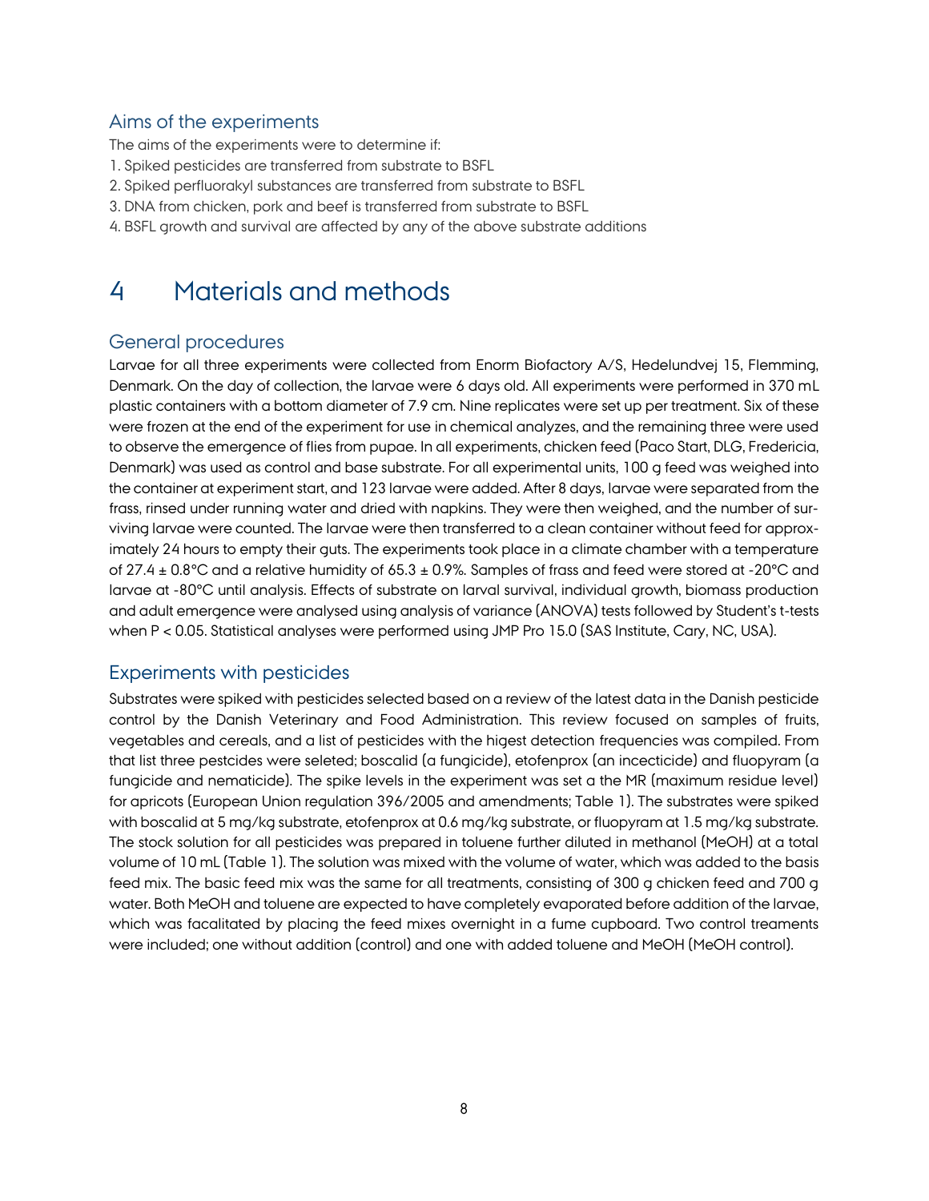## Aims of the experiments

The aims of the experiments were to determine if:

1. Spiked pesticides are transferred from substrate to BSFL
2. Spiked perfluorakyl substances are transferred from substrate to BSFL
3. DNA from chicken, pork and beef is transferred from substrate to BSFL
4. BSFL growth and survival are affected by any of the above substrate additions

# 4 Materials and methods

## General procedures

Larvae for all three experiments were collected from Enorm Biofactory A/S, Hedelundvej 15, Flemming, Denmark. On the day of collection, the larvae were 6 days old. All experiments were performed in 370 mL plastic containers with a bottom diameter of 7.9 cm. Nine replicates were set up per treatment. Six of these were frozen at the end of the experiment for use in chemical analyzes, and the remaining three were used to observe the emergence of flies from pupae. In all experiments, chicken feed (Paco Start, DLG, Fredericia, Denmark) was used as control and base substrate. For all experimental units, 100 g feed was weighed into the container at experiment start, and 123 larvae were added. After 8 days, larvae were separated from the frass, rinsed under running water and dried with napkins. They were then weighed, and the number of surviving larvae were counted. The larvae were then transferred to a clean container without feed for approximately 24 hours to empty their guts. The experiments took place in a climate chamber with a temperature of 27.4 ± 0.8°C and a relative humidity of 65.3 ± 0.9%. Samples of frass and feed were stored at -20°C and larvae at -80°C until analysis. Effects of substrate on larval survival, individual growth, biomass production and adult emergence were analysed using analysis of variance (ANOVA) tests followed by Student's t-tests when $P < 0.05$. Statistical analyses were performed using JMP Pro 15.0 (SAS Institute, Cary, NC, USA).

## Experiments with pesticides

Substrates were spiked with pesticides selected based on a review of the latest data in the Danish pesticide control by the Danish Veterinary and Food Administration. This review focused on samples of fruits, vegetables and cereals, and a list of pesticides with the higest detection frequencies was compiled. From that list three pestcides were seleted; boscalid (a fungicide), etofenprox (an incecticide) and fluopyram (a fungicide and nematicide). The spike levels in the experiment was set a the MR (maximum residue level) for apricots (European Union regulation 396/2005 and amendments; Table 1). The substrates were spiked with boscalid at 5 mg/kg substrate, etofenprox at 0.6 mg/kg substrate, or fluopyram at 1.5 mg/kg substrate. The stock solution for all pesticides was prepared in toluene further diluted in methanol (MeOH) at a total volume of 10 mL (Table 1). The solution was mixed with the volume of water, which was added to the basis feed mix. The basic feed mix was the same for all treatments, consisting of 300 g chicken feed and 700 g water. Both MeOH and toluene are expected to have completely evaporated before addition of the larvae, which was facalitated by placing the feed mixes overnight in a fume cupboard. Two control treaments were included; one without addition (control) and one with added toluene and MeOH (MeOH control).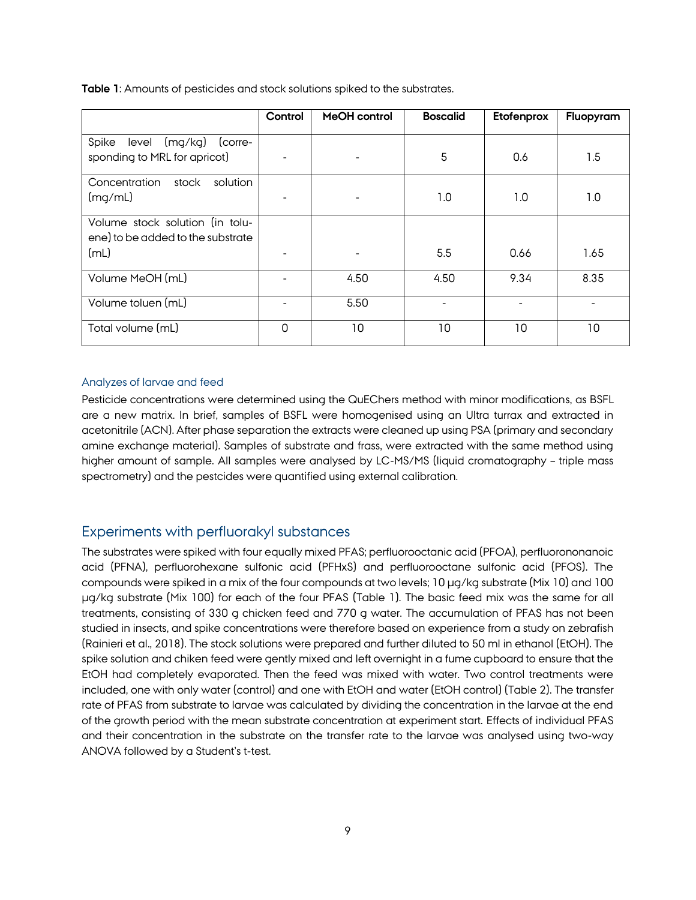**Table 1**: Amounts of pesticides and stock solutions spiked to the substrates.

| | Control | MeOH control | Boscalid | Etofenprox | Fluopyram |
|---|---|---|---|---|---|
| Spike level (mg/kg) (corresponding to MRL for apricot) | - | - | 5 | 0.6 | 1.5 |
| Concentration stock solution (mg/mL) | - | - | 1.0 | 1.0 | 1.0 |
| Volume stock solution (in toluene) to be added to the substrate (mL) | - | - | 5.5 | 0.66 | 1.65 |
| Volume MeOH (mL) | - | 4.50 | 4.50 | 9.34 | 8.35 |
| Volume toluen (mL) | - | 5.50 | - | - | - |
| Total volume (mL) | 0 | 10 | 10 | 10 | 10 |

### Analyzes of larvae and feed

Pesticide concentrations were determined using the QuEChers method with minor modifications, as BSFL are a new matrix. In brief, samples of BSFL were homogenised using an Ultra turrax and extracted in acetonitrile (ACN). After phase separation the extracts were cleaned up using PSA (primary and secondary amine exchange material). Samples of substrate and frass, were extracted with the same method using higher amount of sample. All samples were analysed by LC-MS/MS (liquid cromatography – triple mass spectrometry) and the pestcides were quantified using external calibration.

## Experiments with perfluorakyl substances

The substrates were spiked with four equally mixed PFAS; perfluorooctanic acid (PFOA), perfluorononanoic acid (PFNA), perfluorohexane sulfonic acid (PFHxS) and perfluorooctane sulfonic acid (PFOS). The compounds were spiked in a mix of the four compounds at two levels; 10 µg/kg substrate (Mix 10) and 100 µg/kg substrate (Mix 100) for each of the four PFAS (Table 1). The basic feed mix was the same for all treatments, consisting of 330 g chicken feed and 770 g water. The accumulation of PFAS has not been studied in insects, and spike concentrations were therefore based on experience from a study on zebrafish (Rainieri et al., 2018). The stock solutions were prepared and further diluted to 50 ml in ethanol (EtOH). The spike solution and chiken feed were gently mixed and left overnight in a fume cupboard to ensure that the EtOH had completely evaporated. Then the feed was mixed with water. Two control treatments were included, one with only water (control) and one with EtOH and water (EtOH control) (Table 2). The transfer rate of PFAS from substrate to larvae was calculated by dividing the concentration in the larvae at the end of the growth period with the mean substrate concentration at experiment start. Effects of individual PFAS and their concentration in the substrate on the transfer rate to the larvae was analysed using two-way ANOVA followed by a Student's t-test.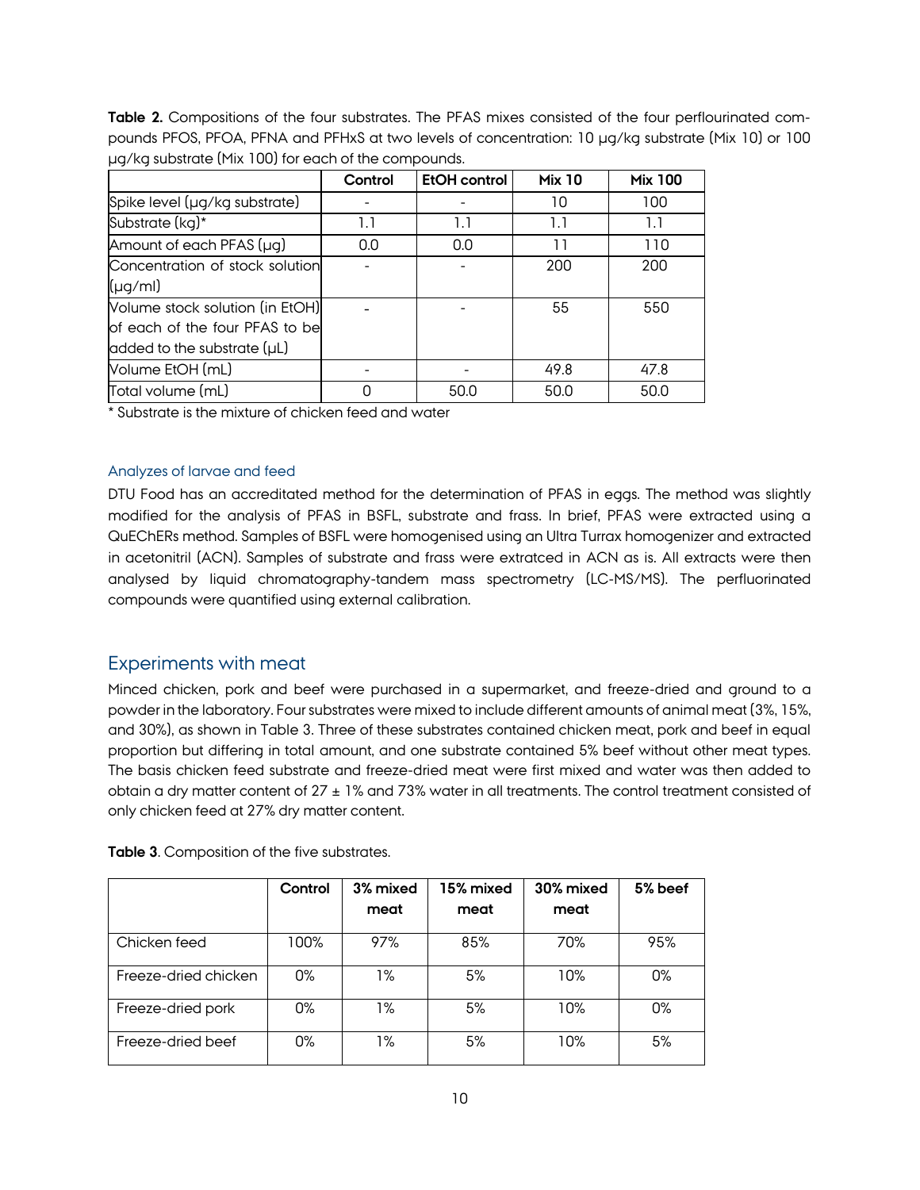**Table 2.** Compositions of the four substrates. The PFAS mixes consisted of the four perflourinated compounds PFOS, PFOA, PFNA and PFHxS at two levels of concentration: 10 µg/kg substrate (Mix 10) or 100 µg/kg substrate (Mix 100) for each of the compounds.

| | Control | EtOH control | Mix 10 | Mix 100 |
|---|---|---|---|---|
| Spike level (µg/kg substrate) | - | - | 10 | 100 |
| Substrate (kg)* | 1.1 | 1.1 | 1.1 | 1.1 |
| Amount of each PFAS (µg) | 0.0 | 0.0 | 11 | 110 |
| Concentration of stock solution (µg/ml) | - | - | 200 | 200 |
| Volume stock solution (in EtOH) of each of the four PFAS to be added to the substrate (µL) | - | - | 55 | 550 |
| Volume EtOH (mL) | - | - | 49.8 | 47.8 |
| Total volume (mL) | 0 | 50.0 | 50.0 | 50.0 |

* Substrate is the mixture of chicken feed and water

### Analyzes of larvae and feed

DTU Food has an accreditated method for the determination of PFAS in eggs. The method was slightly modified for the analysis of PFAS in BSFL, substrate and frass. In brief, PFAS were extracted using a QuEChERs method. Samples of BSFL were homogenised using an Ultra Turrax homogenizer and extracted in acetonitril (ACN). Samples of substrate and frass were extratced in ACN as is. All extracts were then analysed by liquid chromatography-tandem mass spectrometry (LC-MS/MS). The perfluorinated compounds were quantified using external calibration.

## Experiments with meat

Minced chicken, pork and beef were purchased in a supermarket, and freeze-dried and ground to a powder in the laboratory. Four substrates were mixed to include different amounts of animal meat (3%, 15%, and 30%), as shown in Table 3. Three of these substrates contained chicken meat, pork and beef in equal proportion but differing in total amount, and one substrate contained 5% beef without other meat types. The basis chicken feed substrate and freeze-dried meat were first mixed and water was then added to obtain a dry matter content of 27 ± 1% and 73% water in all treatments. The control treatment consisted of only chicken feed at 27% dry matter content.

**Table 3**. Composition of the five substrates.

| | Control | 3% mixed meat | 15% mixed meat | 30% mixed meat | 5% beef |
|---|---|---|---|---|---|
| Chicken feed | 100% | 97% | 85% | 70% | 95% |
| Freeze-dried chicken | 0% | 1% | 5% | 10% | 0% |
| Freeze-dried pork | 0% | 1% | 5% | 10% | 0% |
| Freeze-dried beef | 0% | 1% | 5% | 10% | 5% |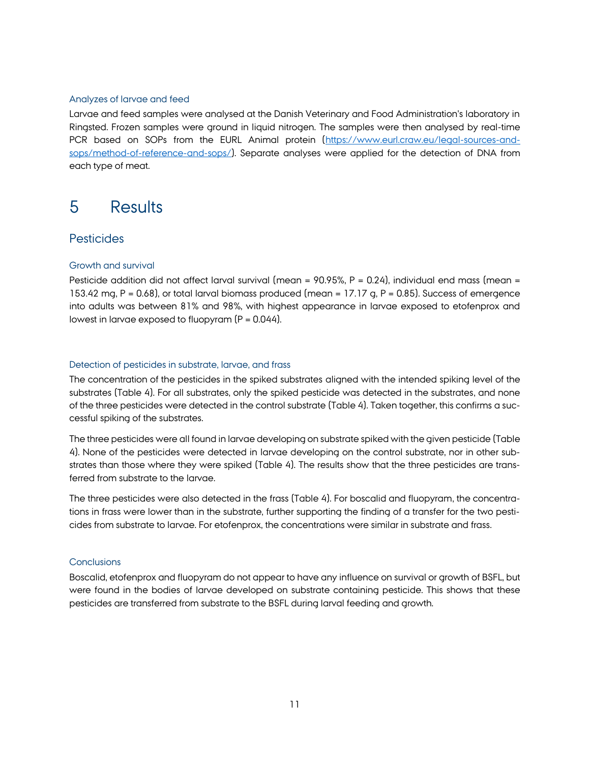### Analyzes of larvae and feed

Larvae and feed samples were analysed at the Danish Veterinary and Food Administration's laboratory in Ringsted. Frozen samples were ground in liquid nitrogen. The samples were then analysed by real-time PCR based on SOPs from the EURL Animal protein (https://www.eurl.craw.eu/legal-sources-and-sops/method-of-reference-and-sops/). Separate analyses were applied for the detection of DNA from each type of meat.

# 5 Results

## Pesticides

### Growth and survival

Pesticide addition did not affect larval survival (mean = 90.95%, P = 0.24), individual end mass (mean = 153.42 mg, P = 0.68), or total larval biomass produced (mean = 17.17 g, P = 0.85). Success of emergence into adults was between 81% and 98%, with highest appearance in larvae exposed to etofenprox and lowest in larvae exposed to fluopyram (P = 0.044).

### Detection of pesticides in substrate, larvae, and frass

The concentration of the pesticides in the spiked substrates aligned with the intended spiking level of the substrates (Table 4). For all substrates, only the spiked pesticide was detected in the substrates, and none of the three pesticides were detected in the control substrate (Table 4). Taken together, this confirms a successful spiking of the substrates.

The three pesticides were all found in larvae developing on substrate spiked with the given pesticide (Table 4). None of the pesticides were detected in larvae developing on the control substrate, nor in other substrates than those where they were spiked (Table 4). The results show that the three pesticides are transferred from substrate to the larvae.

The three pesticides were also detected in the frass (Table 4). For boscalid and fluopyram, the concentrations in frass were lower than in the substrate, further supporting the finding of a transfer for the two pesticides from substrate to larvae. For etofenprox, the concentrations were similar in substrate and frass.

### Conclusions

Boscalid, etofenprox and fluopyram do not appear to have any influence on survival or growth of BSFL, but were found in the bodies of larvae developed on substrate containing pesticide. This shows that these pesticides are transferred from substrate to the BSFL during larval feeding and growth.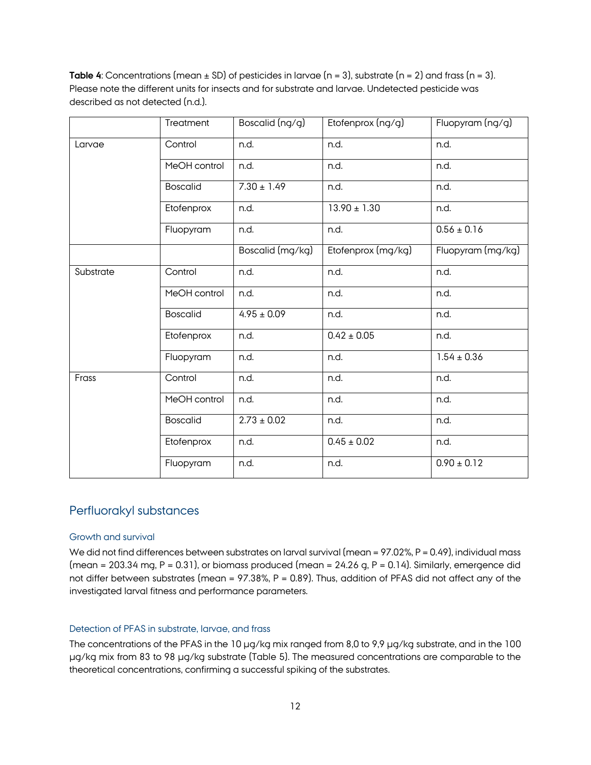**Table 4**: Concentrations (mean ± SD) of pesticides in larvae (n = 3), substrate (n = 2) and frass (n = 3). Please note the different units for insects and for substrate and larvae. Undetected pesticide was described as not detected (n.d.).

| | Treatment | Boscalid (ng/g) | Etofenprox (ng/g) | Fluopyram (ng/g) |
|---|---|---|---|---|
| Larvae | Control | n.d. | n.d. | n.d. |
| | MeOH control | n.d. | n.d. | n.d. |
| | Boscalid | 7.30 ± 1.49 | n.d. | n.d. |
| | Etofenprox | n.d. | 13.90 ± 1.30 | n.d. |
| | Fluopyram | n.d. | n.d. | 0.56 ± 0.16 |
| | | Boscalid (mg/kg) | Etofenprox (mg/kg) | Fluopyram (mg/kg) |
| Substrate | Control | n.d. | n.d. | n.d. |
| | MeOH control | n.d. | n.d. | n.d. |
| | Boscalid | 4.95 ± 0.09 | n.d. | n.d. |
| | Etofenprox | n.d. | 0.42 ± 0.05 | n.d. |
| | Fluopyram | n.d. | n.d. | 1.54 ± 0.36 |
| Frass | Control | n.d. | n.d. | n.d. |
| | MeOH control | n.d. | n.d. | n.d. |
| | Boscalid | 2.73 ± 0.02 | n.d. | n.d. |
| | Etofenprox | n.d. | 0.45 ± 0.02 | n.d. |
| | Fluopyram | n.d. | n.d. | 0.90 ± 0.12 |

## Perfluorakyl substances

### Growth and survival

We did not find differences between substrates on larval survival (mean = 97.02%, $P = 0.49$), individual mass (mean = 203.34 mg, $P = 0.31$), or biomass produced (mean = 24.26 g, $P = 0.14$). Similarly, emergence did not differ between substrates (mean = 97.38%, $P = 0.89$). Thus, addition of PFAS did not affect any of the investigated larval fitness and performance parameters.

### Detection of PFAS in substrate, larvae, and frass

The concentrations of the PFAS in the 10 µg/kg mix ranged from 8,0 to 9,9 µg/kg substrate, and in the 100 µg/kg mix from 83 to 98 µg/kg substrate (Table 5). The measured concentrations are comparable to the theoretical concentrations, confirming a successful spiking of the substrates.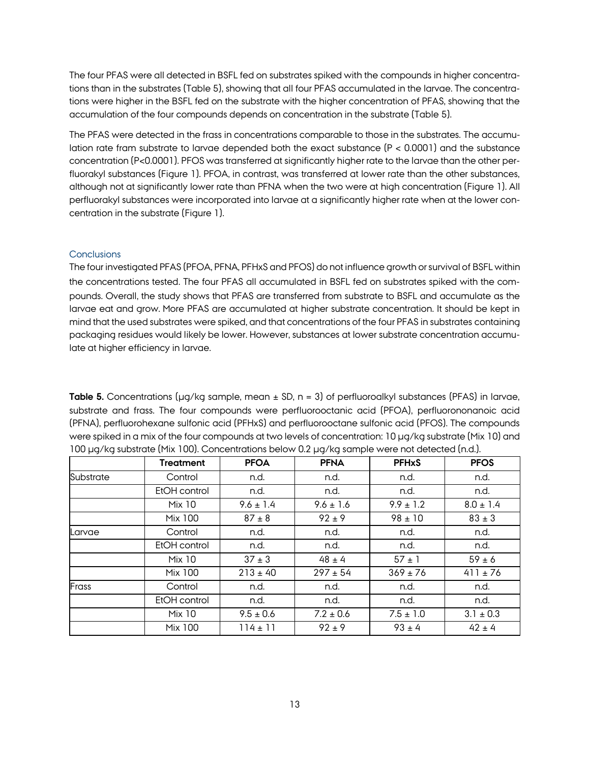The four PFAS were all detected in BSFL fed on substrates spiked with the compounds in higher concentrations than in the substrates (Table 5), showing that all four PFAS accumulated in the larvae. The concentrations were higher in the BSFL fed on the substrate with the higher concentration of PFAS, showing that the accumulation of the four compounds depends on concentration in the substrate (Table 5).

The PFAS were detected in the frass in concentrations comparable to those in the substrates. The accumulation rate fram substrate to larvae depended both the exact substance ($P < 0.0001$) and the substance concentration ($P<0.0001$). PFOS was transferred at significantly higher rate to the larvae than the other perfluorakyl substances (Figure 1). PFOA, in contrast, was transferred at lower rate than the other substances, although not at significantly lower rate than PFNA when the two were at high concentration (Figure 1). All perfluorakyl substances were incorporated into larvae at a significantly higher rate when at the lower concentration in the substrate (Figure 1).

### Conclusions

The four investigated PFAS (PFOA, PFNA, PFHxS and PFOS) do not influence growth or survival of BSFL within the concentrations tested. The four PFAS all accumulated in BSFL fed on substrates spiked with the compounds. Overall, the study shows that PFAS are transferred from substrate to BSFL and accumulate as the larvae eat and grow. More PFAS are accumulated at higher substrate concentration. It should be kept in mind that the used substrates were spiked, and that concentrations of the four PFAS in substrates containing packaging residues would likely be lower. However, substances at lower substrate concentration accumulate at higher efficiency in larvae.

**Table 5.** Concentrations (µg/kg sample, mean ± SD, n = 3) of perfluoroalkyl substances (PFAS) in larvae, substrate and frass. The four compounds were perfluorooctanic acid (PFOA), perfluorononanoic acid (PFNA), perfluorohexane sulfonic acid (PFHxS) and perfluorooctane sulfonic acid (PFOS). The compounds were spiked in a mix of the four compounds at two levels of concentration: 10 µg/kg substrate (Mix 10) and 100 µg/kg substrate (Mix 100). Concentrations below 0.2 µg/kg sample were not detected (n.d.).

| | Treatment | PFOA | PFNA | PFHxS | PFOS |
|---|---|---|---|---|---|
| Substrate | Control | n.d. | n.d. | n.d. | n.d. |
| | EtOH control | n.d. | n.d. | n.d. | n.d. |
| | Mix 10 | 9.6 ± 1.4 | 9.6 ± 1.6 | 9.9 ± 1.2 | 8.0 ± 1.4 |
| | Mix 100 | 87 ± 8 | 92 ± 9 | 98 ± 10 | 83 ± 3 |
| Larvae | Control | n.d. | n.d. | n.d. | n.d. |
| | EtOH control | n.d. | n.d. | n.d. | n.d. |
| | Mix 10 | 37 ± 3 | 48 ± 4 | 57 ± 1 | 59 ± 6 |
| | Mix 100 | 213 ± 40 | 297 ± 54 | 369 ± 76 | 411 ± 76 |
| Frass | Control | n.d. | n.d. | n.d. | n.d. |
| | EtOH control | n.d. | n.d. | n.d. | n.d. |
| | Mix 10 | 9.5 ± 0.6 | 7.2 ± 0.6 | 7.5 ± 1.0 | 3.1 ± 0.3 |
| | Mix 100 | 114 ± 11 | 92 ± 9 | 93 ± 4 | 42 ± 4 |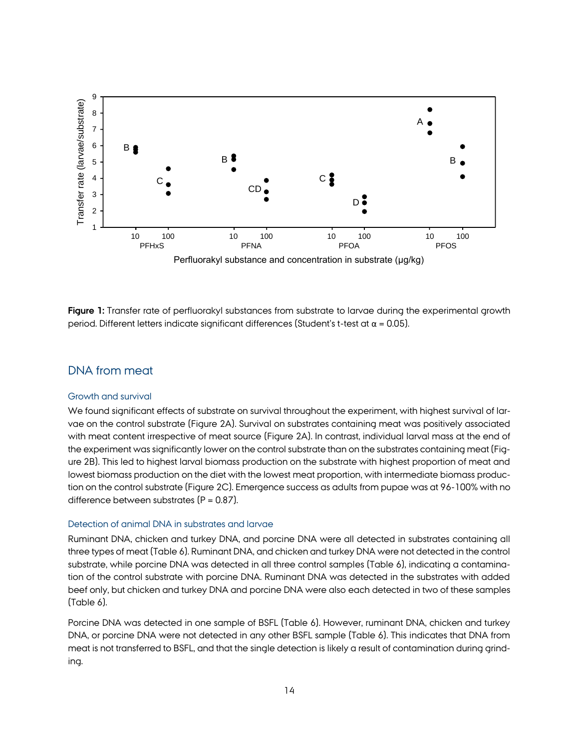**Figure 1:** Transfer rate of perfluorakyl substances from substrate to larvae during the experimental growth period. Different letters indicate significant differences (Student's t-test at α = 0.05).

## DNA from meat

### Growth and survival

We found significant effects of substrate on survival throughout the experiment, with highest survival of larvae on the control substrate (Figure 2A). Survival on substrates containing meat was positively associated with meat content irrespective of meat source (Figure 2A). In contrast, individual larval mass at the end of the experiment was significantly lower on the control substrate than on the substrates containing meat (Figure 2B). This led to highest larval biomass production on the substrate with highest proportion of meat and lowest biomass production on the diet with the lowest meat proportion, with intermediate biomass production on the control substrate (Figure 2C). Emergence success as adults from pupae was at 96-100% with no difference between substrates (P = 0.87).

### Detection of animal DNA in substrates and larvae

Ruminant DNA, chicken and turkey DNA, and porcine DNA were all detected in substrates containing all three types of meat (Table 6). Ruminant DNA, and chicken and turkey DNA were not detected in the control substrate, while porcine DNA was detected in all three control samples (Table 6), indicating a contamination of the control substrate with porcine DNA. Ruminant DNA was detected in the substrates with added beef only, but chicken and turkey DNA and porcine DNA were also each detected in two of these samples (Table 6).

Porcine DNA was detected in one sample of BSFL (Table 6). However, ruminant DNA, chicken and turkey DNA, or porcine DNA were not detected in any other BSFL sample (Table 6). This indicates that DNA from meat is not transferred to BSFL, and that the single detection is likely a result of contamination during grinding.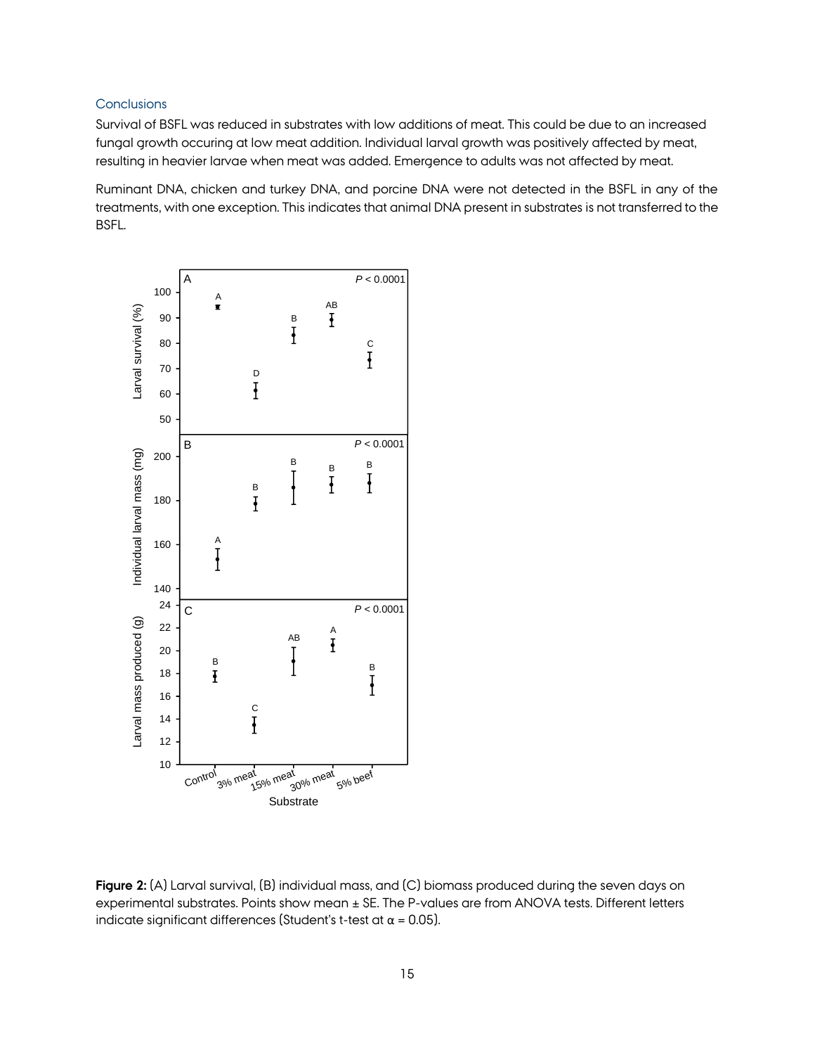## Conclusions

Survival of BSFL was reduced in substrates with low additions of meat. This could be due to an increased fungal growth occuring at low meat addition. Individual larval growth was positively affected by meat, resulting in heavier larvae when meat was added. Emergence to adults was not affected by meat.

Ruminant DNA, chicken and turkey DNA, and porcine DNA were not detected in the BSFL in any of the treatments, with one exception. This indicates that animal DNA present in substrates is not transferred to the BSFL.

**Figure 2:** (A) Larval survival, (B) individual mass, and (C) biomass produced during the seven days on experimental substrates. Points show mean ± SE. The P-values are from ANOVA tests. Different letters indicate significant differences (Student's t-test at $\alpha = 0.05$).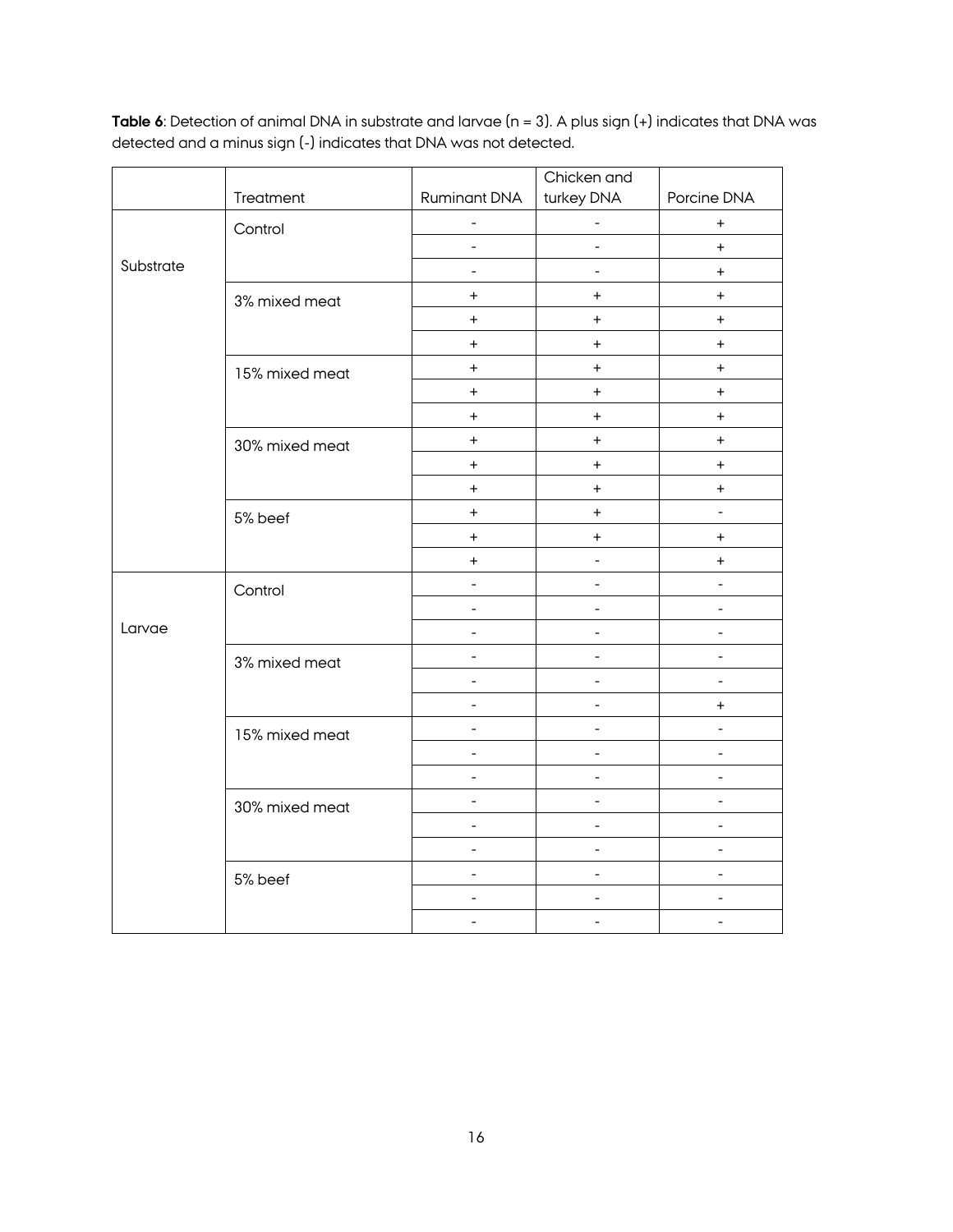**Table 6**: Detection of animal DNA in substrate and larvae (n = 3). A plus sign (+) indicates that DNA was detected and a minus sign (-) indicates that DNA was not detected.

| | Treatment | Ruminant DNA | Chicken and turkey DNA | Porcine DNA |
|---|---|---|---|---|
| Substrate | Control | - | - | + |
| | | - | - | + |
| | | - | - | + |
| | 3% mixed meat | + | + | + |
| | | + | + | + |
| | | + | + | + |
| | 15% mixed meat | + | + | + |
| | | + | + | + |
| | | + | + | + |
| | 30% mixed meat | + | + | + |
| | | + | + | + |
| | | + | + | + |
| | 5% beef | + | + | - |
| | | + | + | + |
| | | + | - | + |
| Larvae | Control | - | - | - |
| | | - | - | - |
| | | - | - | - |
| | 3% mixed meat | - | - | - |
| | | - | - | - |
| | | - | - | + |
| | 15% mixed meat | - | - | - |
| | | - | - | - |
| | | - | - | - |
| | 30% mixed meat | - | - | - |
| | | - | - | - |
| | | - | - | - |
| | 5% beef | - | - | - |
| | | - | - | - |
| | | - | - | - |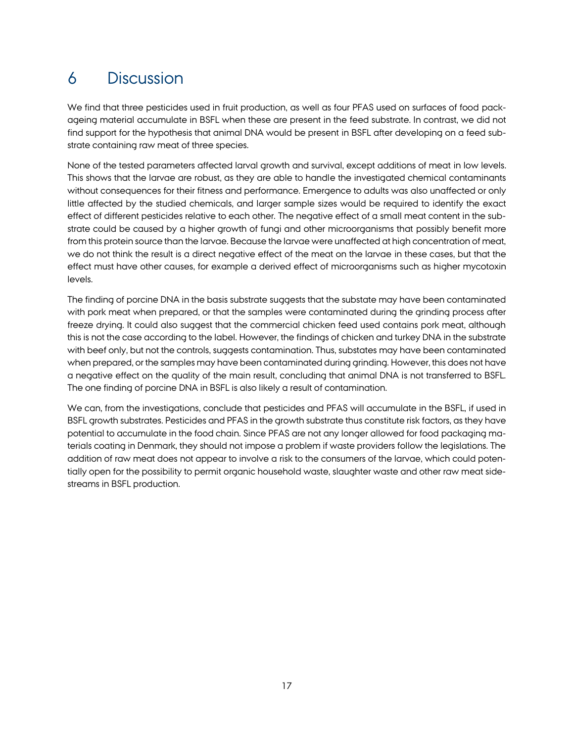# 6 Discussion

We find that three pesticides used in fruit production, as well as four PFAS used on surfaces of food packageing material accumulate in BSFL when these are present in the feed substrate. In contrast, we did not find support for the hypothesis that animal DNA would be present in BSFL after developing on a feed substrate containing raw meat of three species.

None of the tested parameters affected larval growth and survival, except additions of meat in low levels. This shows that the larvae are robust, as they are able to handle the investigated chemical contaminants without consequences for their fitness and performance. Emergence to adults was also unaffected or only little affected by the studied chemicals, and larger sample sizes would be required to identify the exact effect of different pesticides relative to each other. The negative effect of a small meat content in the substrate could be caused by a higher growth of fungi and other microorganisms that possibly benefit more from this protein source than the larvae. Because the larvae were unaffected at high concentration of meat, we do not think the result is a direct negative effect of the meat on the larvae in these cases, but that the effect must have other causes, for example a derived effect of microorganisms such as higher mycotoxin levels.

The finding of porcine DNA in the basis substrate suggests that the substate may have been contaminated with pork meat when prepared, or that the samples were contaminated during the grinding process after freeze drying. It could also suggest that the commercial chicken feed used contains pork meat, although this is not the case according to the label. However, the findings of chicken and turkey DNA in the substrate with beef only, but not the controls, suggests contamination. Thus, substates may have been contaminated when prepared, or the samples may have been contaminated during grinding. However, this does not have a negative effect on the quality of the main result, concluding that animal DNA is not transferred to BSFL. The one finding of porcine DNA in BSFL is also likely a result of contamination.

We can, from the investigations, conclude that pesticides and PFAS will accumulate in the BSFL, if used in BSFL growth substrates. Pesticides and PFAS in the growth substrate thus constitute risk factors, as they have potential to accumulate in the food chain. Since PFAS are not any longer allowed for food packaging materials coating in Denmark, they should not impose a problem if waste providers follow the legislations. The addition of raw meat does not appear to involve a risk to the consumers of the larvae, which could potentially open for the possibility to permit organic household waste, slaughter waste and other raw meat sidestreams in BSFL production.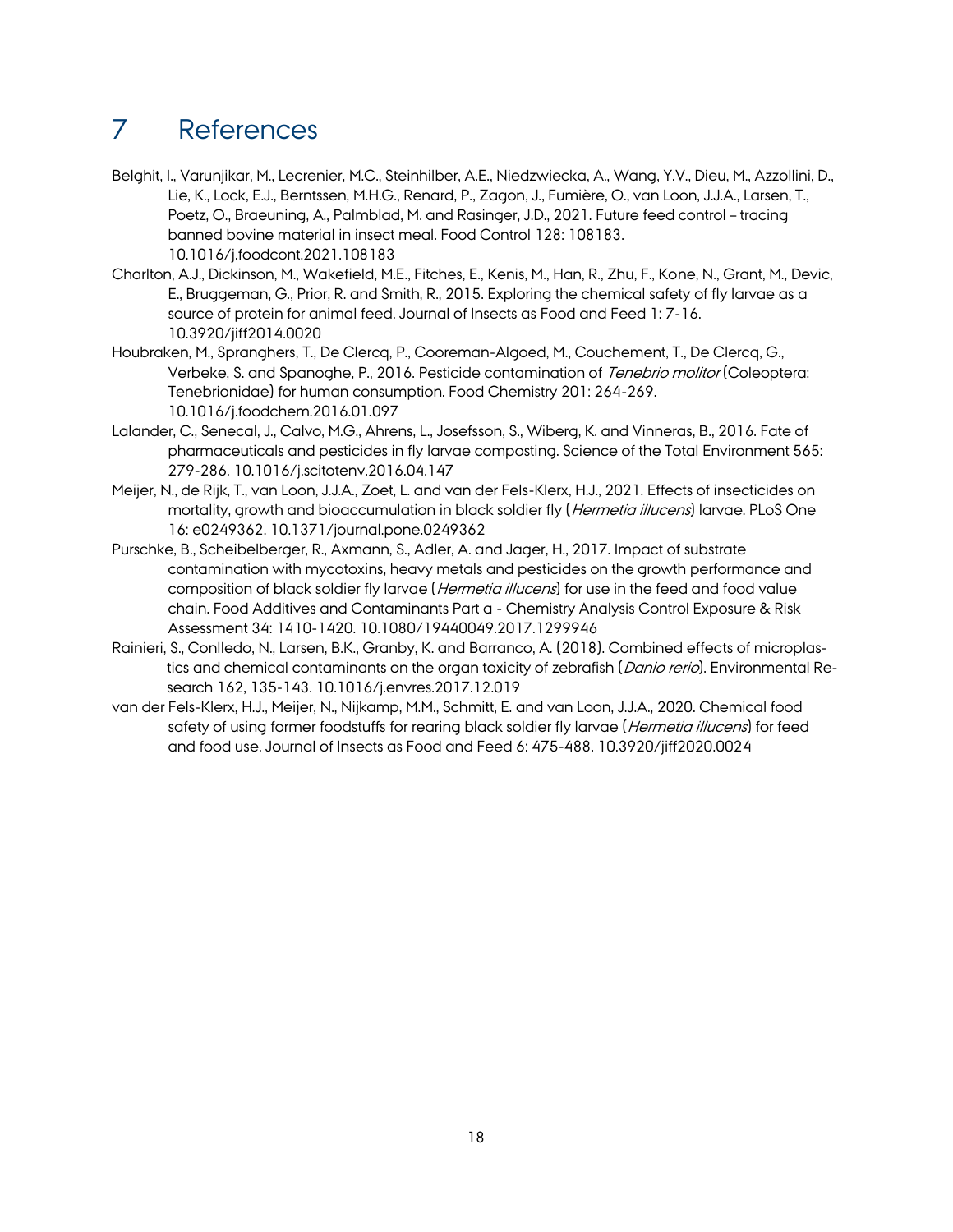# 7 References

Belghit, I., Varunjikar, M., Lecrenier, M.C., Steinhilber, A.E., Niedzwiecka, A., Wang, Y.V., Dieu, M., Azzollini, D., Lie, K., Lock, E.J., Berntssen, M.H.G., Renard, P., Zagon, J., Fumière, O., van Loon, J.J.A., Larsen, T., Poetz, O., Braeuning, A., Palmblad, M. and Rasinger, J.D., 2021. Future feed control – tracing banned bovine material in insect meal. Food Control 128: 108183. 10.1016/j.foodcont.2021.108183

Charlton, A.J., Dickinson, M., Wakefield, M.E., Fitches, E., Kenis, M., Han, R., Zhu, F., Kone, N., Grant, M., Devic, E., Bruggeman, G., Prior, R. and Smith, R., 2015. Exploring the chemical safety of fly larvae as a source of protein for animal feed. Journal of Insects as Food and Feed 1: 7-16. 10.3920/jiff2014.0020

Houbraken, M., Spranghers, T., De Clercq, P., Cooreman-Algoed, M., Couchement, T., De Clercq, G., Verbeke, S. and Spanoghe, P., 2016. Pesticide contamination of *Tenebrio molitor* (Coleoptera: Tenebrionidae) for human consumption. Food Chemistry 201: 264-269. 10.1016/j.foodchem.2016.01.097

Lalander, C., Senecal, J., Calvo, M.G., Ahrens, L., Josefsson, S., Wiberg, K. and Vinneras, B., 2016. Fate of pharmaceuticals and pesticides in fly larvae composting. Science of the Total Environment 565: 279-286. 10.1016/j.scitotenv.2016.04.147

Meijer, N., de Rijk, T., van Loon, J.J.A., Zoet, L. and van der Fels-Klerx, H.J., 2021. Effects of insecticides on mortality, growth and bioaccumulation in black soldier fly (*Hermetia illucens*) larvae. PLoS One 16: e0249362. 10.1371/journal.pone.0249362

Purschke, B., Scheibelberger, R., Axmann, S., Adler, A. and Jager, H., 2017. Impact of substrate contamination with mycotoxins, heavy metals and pesticides on the growth performance and composition of black soldier fly larvae (*Hermetia illucens*) for use in the feed and food value chain. Food Additives and Contaminants Part a - Chemistry Analysis Control Exposure & Risk Assessment 34: 1410-1420. 10.1080/19440049.2017.1299946

Rainieri, S., Conlledo, N., Larsen, B.K., Granby, K. and Barranco, A. (2018). Combined effects of microplastics and chemical contaminants on the organ toxicity of zebrafish (*Danio rerio*). Environmental Research 162, 135-143. 10.1016/j.envres.2017.12.019

van der Fels-Klerx, H.J., Meijer, N., Nijkamp, M.M., Schmitt, E. and van Loon, J.J.A., 2020. Chemical food safety of using former foodstuffs for rearing black soldier fly larvae (*Hermetia illucens*) for feed and food use. Journal of Insects as Food and Feed 6: 475-488. 10.3920/jiff2020.0024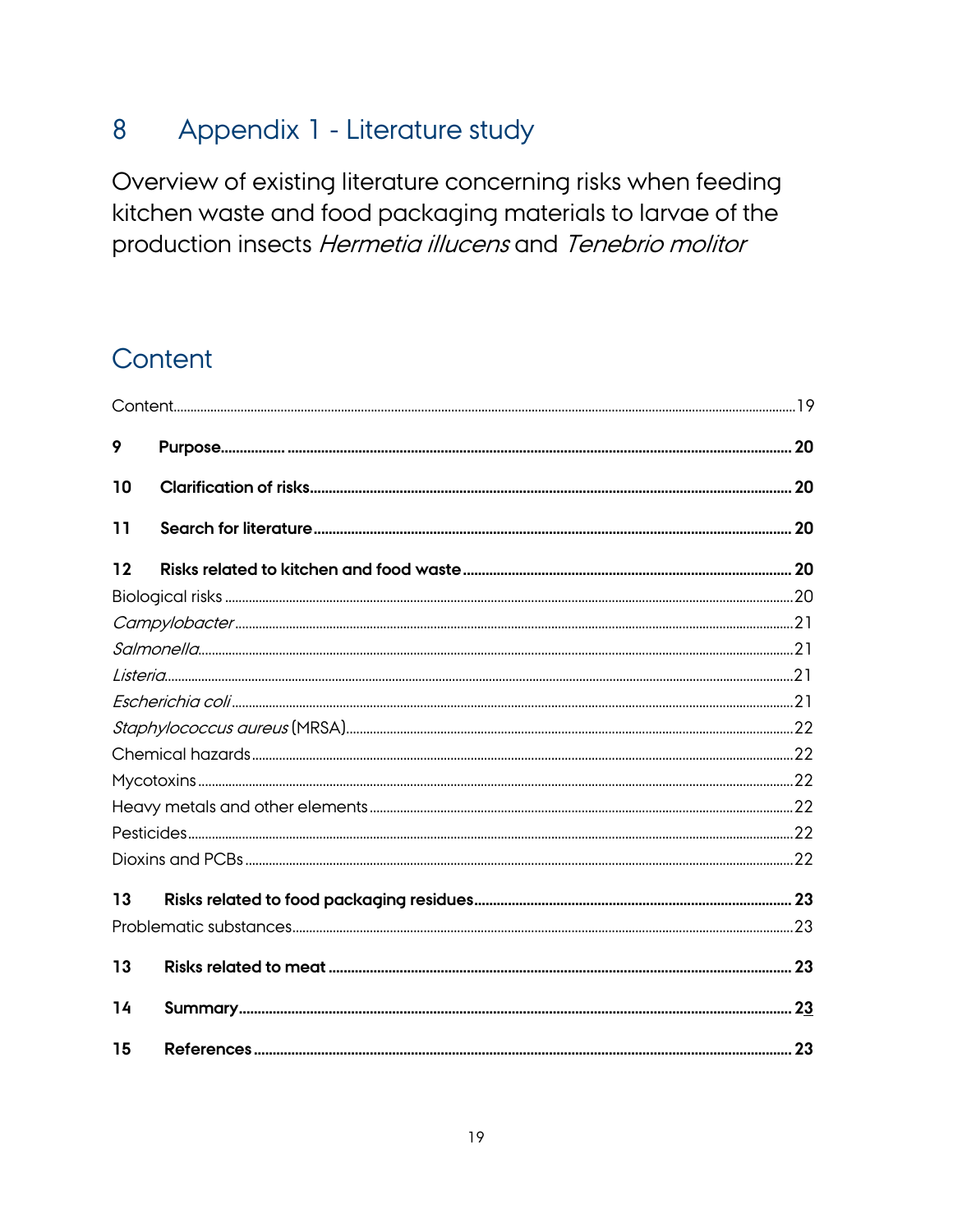# 8 Appendix 1 - Literature study

Overview of existing literature concerning risks when feeding kitchen waste and food packaging materials to larvae of the production insects *Hermetia illucens* and *Tenebrio molitor*

## Content

Content....................19

**9 Purpose.................... 20**

**10 Clarification of risks.................... 20**

**11 Search for literature.................... 20**

**12 Risks related to kitchen and food waste.................... 20**

Biological risks.................... 20

*Campylobacter*.................... 21

*Salmonella*.................... 21

*Listeria*.................... 21

*Escherichia coli*.................... 21

*Staphylococcus aureus* (MRSA).................... 22

Chemical hazards.................... 22

Mycotoxins.................... 22

Heavy metals and other elements.................... 22

Pesticides.................... 22

Dioxins and PCBs.................... 22

**13 Risks related to food packaging residues.................... 23**

Problematic substances.................... 23

**13 Risks related to meat.................... 23**

**14 Summary.................... 23**

**15 References.................... 23**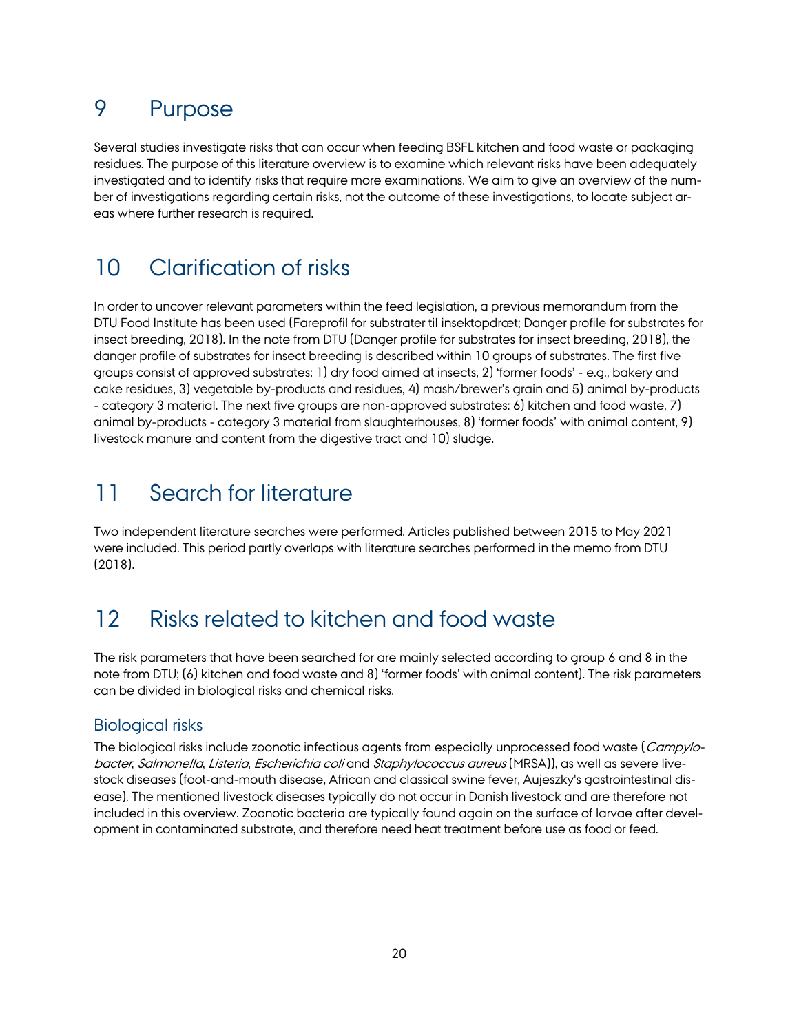# 9 Purpose

Several studies investigate risks that can occur when feeding BSFL kitchen and food waste or packaging residues. The purpose of this literature overview is to examine which relevant risks have been adequately investigated and to identify risks that require more examinations. We aim to give an overview of the number of investigations regarding certain risks, not the outcome of these investigations, to locate subject areas where further research is required.

# 10 Clarification of risks

In order to uncover relevant parameters within the feed legislation, a previous memorandum from the DTU Food Institute has been used (Fareprofil for substrater til insektopdræt; Danger profile for substrates for insect breeding, 2018). In the note from DTU (Danger profile for substrates for insect breeding, 2018), the danger profile of substrates for insect breeding is described within 10 groups of substrates. The first five groups consist of approved substrates: 1) dry food aimed at insects, 2) 'former foods' - e.g., bakery and cake residues, 3) vegetable by-products and residues, 4) mash/brewer's grain and 5) animal by-products - category 3 material. The next five groups are non-approved substrates: 6) kitchen and food waste, 7) animal by-products - category 3 material from slaughterhouses, 8) 'former foods' with animal content, 9) livestock manure and content from the digestive tract and 10) sludge.

# 11 Search for literature

Two independent literature searches were performed. Articles published between 2015 to May 2021 were included. This period partly overlaps with literature searches performed in the memo from DTU (2018).

# 12 Risks related to kitchen and food waste

The risk parameters that have been searched for are mainly selected according to group 6 and 8 in the note from DTU; (6) kitchen and food waste and 8) 'former foods' with animal content). The risk parameters can be divided in biological risks and chemical risks.

## Biological risks

The biological risks include zoonotic infectious agents from especially unprocessed food waste (*Campylobacter*, *Salmonella*, *Listeria*, *Escherichia coli* and *Staphylococcus aureus* (MRSA)), as well as severe livestock diseases (foot-and-mouth disease, African and classical swine fever, Aujeszky's gastrointestinal disease). The mentioned livestock diseases typically do not occur in Danish livestock and are therefore not included in this overview. Zoonotic bacteria are typically found again on the surface of larvae after development in contaminated substrate, and therefore need heat treatment before use as food or feed.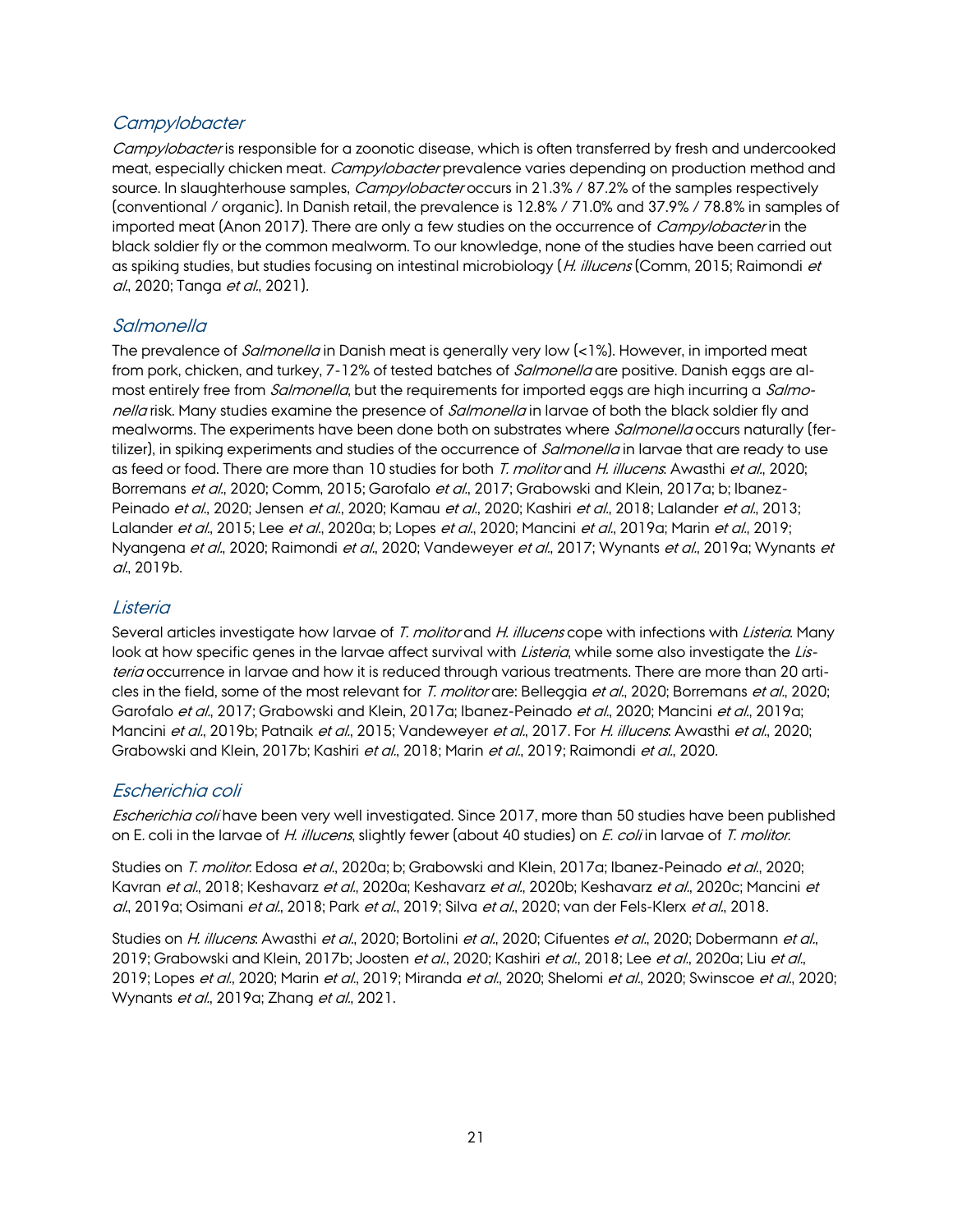## *Campylobacter*

*Campylobacter* is responsible for a zoonotic disease, which is often transferred by fresh and undercooked meat, especially chicken meat. *Campylobacter* prevalence varies depending on production method and source. In slaughterhouse samples, *Campylobacter* occurs in 21.3% / 87.2% of the samples respectively (conventional / organic). In Danish retail, the prevalence is 12.8% / 71.0% and 37.9% / 78.8% in samples of imported meat (Anon 2017). There are only a few studies on the occurrence of *Campylobacter* in the black soldier fly or the common mealworm. To our knowledge, none of the studies have been carried out as spiking studies, but studies focusing on intestinal microbiology (*H. illucens* (Comm, 2015; Raimondi *et al.*, 2020; Tanga *et al.*, 2021).

## *Salmonella*

The prevalence of *Salmonella* in Danish meat is generally very low (<1%). However, in imported meat from pork, chicken, and turkey, 7-12% of tested batches of *Salmonella* are positive. Danish eggs are almost entirely free from *Salmonella*, but the requirements for imported eggs are high incurring a *Salmonella* risk. Many studies examine the presence of *Salmonella* in larvae of both the black soldier fly and mealworms. The experiments have been done both on substrates where *Salmonella* occurs naturally (fertilizer), in spiking experiments and studies of the occurrence of *Salmonella* in larvae that are ready to use as feed or food. There are more than 10 studies for both *T. molitor* and *H. illucens*: Awasthi *et al.*, 2020; Borremans *et al.*, 2020; Comm, 2015; Garofalo *et al.*, 2017; Grabowski and Klein, 2017a; b; Ibanez-Peinado *et al.*, 2020; Jensen *et al.*, 2020; Kamau *et al.*, 2020; Kashiri *et al.*, 2018; Lalander *et al.*, 2013; Lalander *et al.*, 2015; Lee *et al.*, 2020a; b; Lopes *et al.*, 2020; Mancini *et al.*, 2019a; Marin *et al.*, 2019; Nyangena *et al.*, 2020; Raimondi *et al.*, 2020; Vandeweyer *et al.*, 2017; Wynants *et al.*, 2019a; Wynants *et al.*, 2019b.

## *Listeria*

Several articles investigate how larvae of *T. molitor* and *H. illucens* cope with infections with *Listeria*. Many look at how specific genes in the larvae affect survival with *Listeria*, while some also investigate the *Listeria* occurrence in larvae and how it is reduced through various treatments. There are more than 20 articles in the field, some of the most relevant for *T. molitor* are: Belleggia *et al.*, 2020; Borremans *et al.*, 2020; Garofalo *et al.*, 2017; Grabowski and Klein, 2017a; Ibanez-Peinado *et al.*, 2020; Mancini *et al.*, 2019a; Mancini *et al.*, 2019b; Patnaik *et al.*, 2015; Vandeweyer *et al.*, 2017. For *H. illucens*: Awasthi *et al.*, 2020; Grabowski and Klein, 2017b; Kashiri *et al.*, 2018; Marin *et al.*, 2019; Raimondi *et al.*, 2020.

## *Escherichia coli*

*Escherichia coli* have been very well investigated. Since 2017, more than 50 studies have been published on E. coli in the larvae of *H. illucens*, slightly fewer (about 40 studies) on *E. coli* in larvae of *T. molitor*.

Studies on *T. molitor*: Edosa *et al.*, 2020a; b; Grabowski and Klein, 2017a; Ibanez-Peinado *et al.*, 2020; Kavran *et al.*, 2018; Keshavarz *et al.*, 2020a; Keshavarz *et al.*, 2020b; Keshavarz *et al.*, 2020c; Mancini *et al.*, 2019a; Osimani *et al.*, 2018; Park *et al.*, 2019; Silva *et al.*, 2020; van der Fels-Klerx *et al.*, 2018.

Studies on *H. illucens*: Awasthi *et al.*, 2020; Bortolini *et al.*, 2020; Cifuentes *et al.*, 2020; Dobermann *et al.*, 2019; Grabowski and Klein, 2017b; Joosten *et al.*, 2020; Kashiri *et al.*, 2018; Lee *et al.*, 2020a; Liu *et al.*, 2019; Lopes *et al.*, 2020; Marin *et al.*, 2019; Miranda *et al.*, 2020; Shelomi *et al.*, 2020; Swinscoe *et al.*, 2020; Wynants *et al.*, 2019a; Zhang *et al.*, 2021.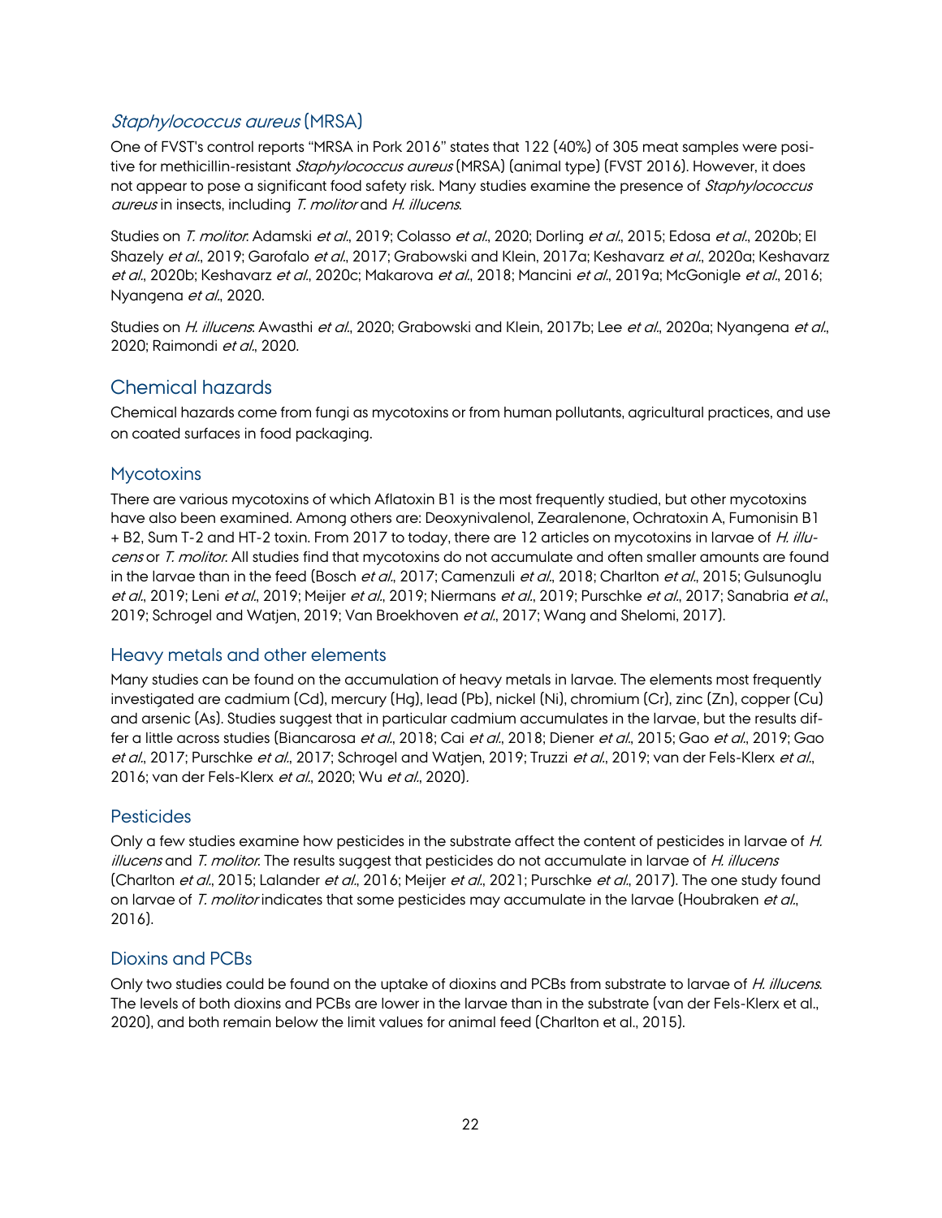### *Staphylococcus aureus* (MRSA)

One of FVST's control reports "MRSA in Pork 2016" states that 122 (40%) of 305 meat samples were positive for methicillin-resistant *Staphylococcus aureus* (MRSA) (animal type) (FVST 2016). However, it does not appear to pose a significant food safety risk. Many studies examine the presence of *Staphylococcus aureus* in insects, including *T. molitor* and *H. illucens*.

Studies on *T. molitor*: Adamski *et al*., 2019; Colasso *et al*., 2020; Dorling *et al*., 2015; Edosa *et al*., 2020b; El Shazely *et al*., 2019; Garofalo *et al*., 2017; Grabowski and Klein, 2017a; Keshavarz *et al*., 2020a; Keshavarz *et al*., 2020b; Keshavarz *et al*., 2020c; Makarova *et al*., 2018; Mancini *et al*., 2019a; McGonigle *et al*., 2016; Nyangena *et al*., 2020.

Studies on *H. illucens*: Awasthi *et al*., 2020; Grabowski and Klein, 2017b; Lee *et al*., 2020a; Nyangena *et al*., 2020; Raimondi *et al*., 2020.

## Chemical hazards

Chemical hazards come from fungi as mycotoxins or from human pollutants, agricultural practices, and use on coated surfaces in food packaging.

### Mycotoxins

There are various mycotoxins of which Aflatoxin B1 is the most frequently studied, but other mycotoxins have also been examined. Among others are: Deoxynivalenol, Zearalenone, Ochratoxin A, Fumonisin B1 + B2, Sum T-2 and HT-2 toxin. From 2017 to today, there are 12 articles on mycotoxins in larvae of *H. illucens* or *T. molitor*. All studies find that mycotoxins do not accumulate and often smaller amounts are found in the larvae than in the feed (Bosch *et al*., 2017; Camenzuli *et al*., 2018; Charlton *et al*., 2015; Gulsunoglu *et al*., 2019; Leni *et al*., 2019; Meijer *et al*., 2019; Niermans *et al*., 2019; Purschke *et al*., 2017; Sanabria *et al*., 2019; Schrogel and Watjen, 2019; Van Broekhoven *et al*., 2017; Wang and Shelomi, 2017).

### Heavy metals and other elements

Many studies can be found on the accumulation of heavy metals in larvae. The elements most frequently investigated are cadmium (Cd), mercury (Hg), lead (Pb), nickel (Ni), chromium (Cr), zinc (Zn), copper (Cu) and arsenic (As). Studies suggest that in particular cadmium accumulates in the larvae, but the results differ a little across studies (Biancarosa *et al*., 2018; Cai *et al*., 2018; Diener *et al*., 2015; Gao *et al*., 2019; Gao *et al*., 2017; Purschke *et al*., 2017; Schrogel and Watjen, 2019; Truzzi *et al*., 2019; van der Fels-Klerx *et al*., 2016; van der Fels-Klerx *et al*., 2020; Wu *et al*., 2020).

### Pesticides

Only a few studies examine how pesticides in the substrate affect the content of pesticides in larvae of *H. illucens* and *T. molitor*. The results suggest that pesticides do not accumulate in larvae of *H. illucens* (Charlton *et al*., 2015; Lalander *et al*., 2016; Meijer *et al*., 2021; Purschke *et al*., 2017). The one study found on larvae of *T. molitor* indicates that some pesticides may accumulate in the larvae (Houbraken *et al*., 2016).

### Dioxins and PCBs

Only two studies could be found on the uptake of dioxins and PCBs from substrate to larvae of *H. illucens*. The levels of both dioxins and PCBs are lower in the larvae than in the substrate (van der Fels-Klerx et al., 2020), and both remain below the limit values for animal feed (Charlton et al., 2015).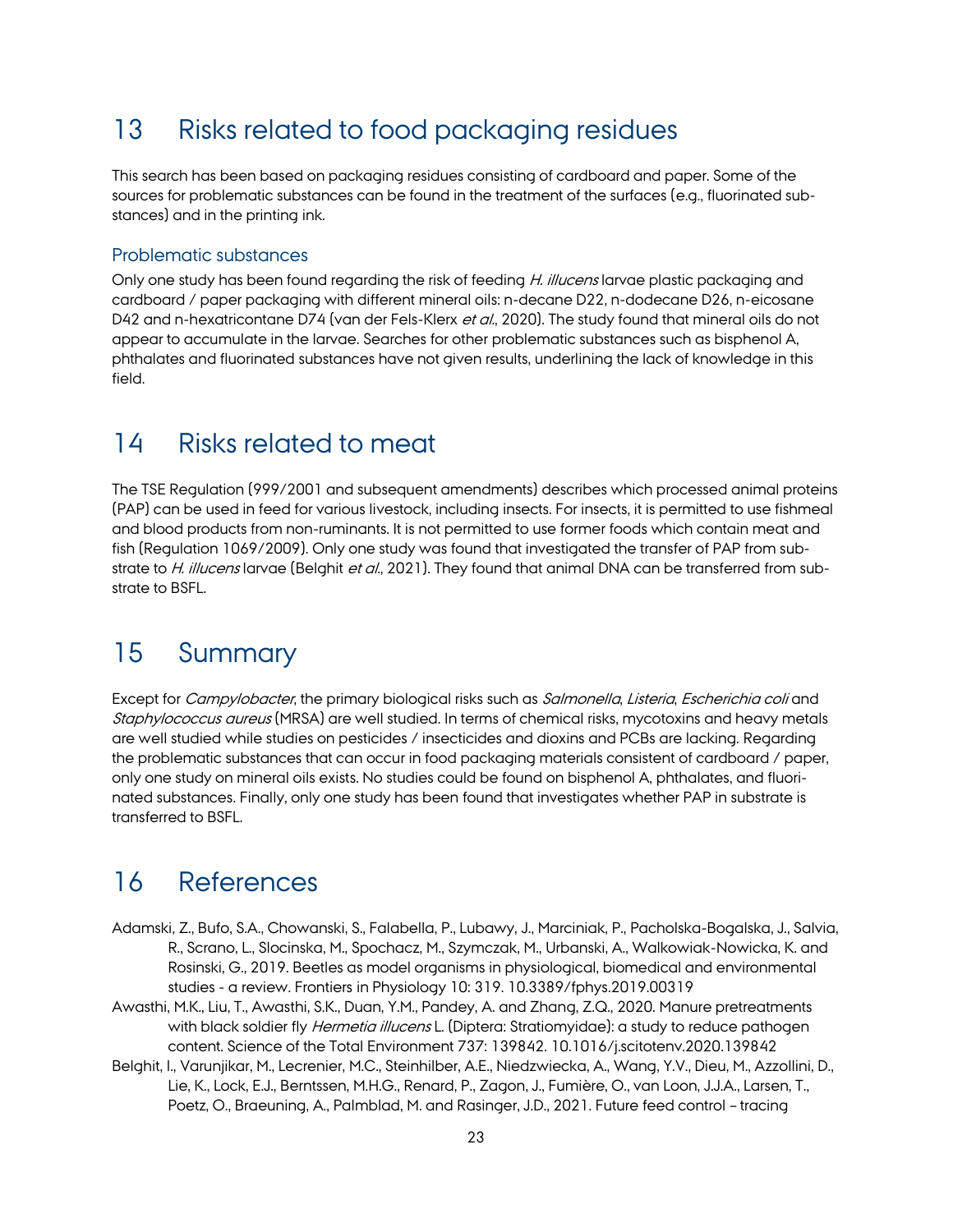# 13 Risks related to food packaging residues

This search has been based on packaging residues consisting of cardboard and paper. Some of the sources for problematic substances can be found in the treatment of the surfaces (e.g., fluorinated substances) and in the printing ink.

## Problematic substances

Only one study has been found regarding the risk of feeding *H. illucens* larvae plastic packaging and cardboard / paper packaging with different mineral oils: n-decane D22, n-dodecane D26, n-eicosane D42 and n-hexatricontane D74 (van der Fels-Klerx *et al.*, 2020). The study found that mineral oils do not appear to accumulate in the larvae. Searches for other problematic substances such as bisphenol A, phthalates and fluorinated substances have not given results, underlining the lack of knowledge in this field.

# 14 Risks related to meat

The TSE Regulation (999/2001 and subsequent amendments) describes which processed animal proteins (PAP) can be used in feed for various livestock, including insects. For insects, it is permitted to use fishmeal and blood products from non-ruminants. It is not permitted to use former foods which contain meat and fish (Regulation 1069/2009). Only one study was found that investigated the transfer of PAP from substrate to *H. illucens* larvae (Belghit *et al.*, 2021). They found that animal DNA can be transferred from substrate to BSFL.

# 15 Summary

Except for *Campylobacter*, the primary biological risks such as *Salmonella*, *Listeria*, *Escherichia coli* and *Staphylococcus aureus* (MRSA) are well studied. In terms of chemical risks, mycotoxins and heavy metals are well studied while studies on pesticides / insecticides and dioxins and PCBs are lacking. Regarding the problematic substances that can occur in food packaging materials consistent of cardboard / paper, only one study on mineral oils exists. No studies could be found on bisphenol A, phthalates, and fluorinated substances. Finally, only one study has been found that investigates whether PAP in substrate is transferred to BSFL.

# 16 References

Adamski, Z., Bufo, S.A., Chowanski, S., Falabella, P., Lubawy, J., Marciniak, P., Pacholska-Bogalska, J., Salvia, R., Scrano, L., Slocinska, M., Spochacz, M., Szymczak, M., Urbanski, A., Walkowiak-Nowicka, K. and Rosinski, G., 2019. Beetles as model organisms in physiological, biomedical and environmental studies - a review. Frontiers in Physiology 10: 319. 10.3389/fphys.2019.00319

Awasthi, M.K., Liu, T., Awasthi, S.K., Duan, Y.M., Pandey, A. and Zhang, Z.Q., 2020. Manure pretreatments with black soldier fly *Hermetia illucens* L. (Diptera: Stratiomyidae): a study to reduce pathogen content. Science of the Total Environment 737: 139842. 10.1016/j.scitotenv.2020.139842

Belghit, I., Varunjikar, M., Lecrenier, M.C., Steinhilber, A.E., Niedzwiecka, A., Wang, Y.V., Dieu, M., Azzollini, D., Lie, K., Lock, E.J., Berntssen, M.H.G., Renard, P., Zagon, J., Fumière, O., van Loon, J.J.A., Larsen, T., Poetz, O., Braeuning, A., Palmblad, M. and Rasinger, J.D., 2021. Future feed control – tracing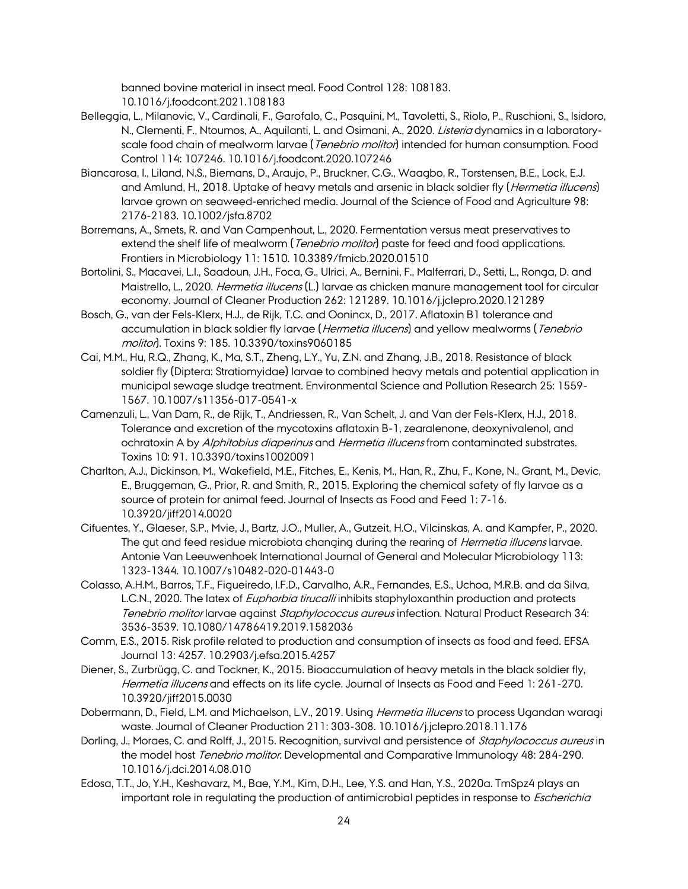banned bovine material in insect meal. Food Control 128: 108183. 10.1016/j.foodcont.2021.108183

Belleggia, L., Milanovic, V., Cardinali, F., Garofalo, C., Pasquini, M., Tavoletti, S., Riolo, P., Ruschioni, S., Isidoro, N., Clementi, F., Ntoumos, A., Aquilanti, L. and Osimani, A., 2020. *Listeria* dynamics in a laboratory-scale food chain of mealworm larvae (*Tenebrio molitor*) intended for human consumption. Food Control 114: 107246. 10.1016/j.foodcont.2020.107246

Biancarosa, I., Liland, N.S., Biemans, D., Araujo, P., Bruckner, C.G., Waagbo, R., Torstensen, B.E., Lock, E.J. and Amlund, H., 2018. Uptake of heavy metals and arsenic in black soldier fly (*Hermetia illucens*) larvae grown on seaweed-enriched media. Journal of the Science of Food and Agriculture 98: 2176-2183. 10.1002/jsfa.8702

Borremans, A., Smets, R. and Van Campenhout, L., 2020. Fermentation versus meat preservatives to extend the shelf life of mealworm (*Tenebrio molitor*) paste for feed and food applications. Frontiers in Microbiology 11: 1510. 10.3389/fmicb.2020.01510

Bortolini, S., Macavei, L.I., Saadoun, J.H., Foca, G., Ulrici, A., Bernini, F., Malferrari, D., Setti, L., Ronga, D. and Maistrello, L., 2020. *Hermetia illucens* (L.) larvae as chicken manure management tool for circular economy. Journal of Cleaner Production 262: 121289. 10.1016/j.jclepro.2020.121289

Bosch, G., van der Fels-Klerx, H.J., de Rijk, T.C. and Oonincx, D., 2017. Aflatoxin B1 tolerance and accumulation in black soldier fly larvae (*Hermetia illucens*) and yellow mealworms (*Tenebrio molitor*). Toxins 9: 185. 10.3390/toxins9060185

Cai, M.M., Hu, R.Q., Zhang, K., Ma, S.T., Zheng, L.Y., Yu, Z.N. and Zhang, J.B., 2018. Resistance of black soldier fly (Diptera: Stratiomyidae) larvae to combined heavy metals and potential application in municipal sewage sludge treatment. Environmental Science and Pollution Research 25: 1559-1567. 10.1007/s11356-017-0541-x

Camenzuli, L., Van Dam, R., de Rijk, T., Andriessen, R., Van Schelt, J. and Van der Fels-Klerx, H.J., 2018. Tolerance and excretion of the mycotoxins aflatoxin B-1, zearalenone, deoxynivalenol, and ochratoxin A by *Alphitobius diaperinus* and *Hermetia illucens* from contaminated substrates. Toxins 10: 91. 10.3390/toxins10020091

Charlton, A.J., Dickinson, M., Wakefield, M.E., Fitches, E., Kenis, M., Han, R., Zhu, F., Kone, N., Grant, M., Devic, E., Bruggeman, G., Prior, R. and Smith, R., 2015. Exploring the chemical safety of fly larvae as a source of protein for animal feed. Journal of Insects as Food and Feed 1: 7-16. 10.3920/jiff2014.0020

Cifuentes, Y., Glaeser, S.P., Mvie, J., Bartz, J.O., Muller, A., Gutzeit, H.O., Vilcinskas, A. and Kampfer, P., 2020. The gut and feed residue microbiota changing during the rearing of *Hermetia illucens* larvae. Antonie Van Leeuwenhoek International Journal of General and Molecular Microbiology 113: 1323-1344. 10.1007/s10482-020-01443-0

Colasso, A.H.M., Barros, T.F., Figueiredo, I.F.D., Carvalho, A.R., Fernandes, E.S., Uchoa, M.R.B. and da Silva, L.C.N., 2020. The latex of *Euphorbia tirucalli* inhibits staphyloxanthin production and protects *Tenebrio molitor* larvae against *Staphylococcus aureus* infection. Natural Product Research 34: 3536-3539. 10.1080/14786419.2019.1582036

Comm, E.S., 2015. Risk profile related to production and consumption of insects as food and feed. EFSA Journal 13: 4257. 10.2903/j.efsa.2015.4257

Diener, S., Zurbrügg, C. and Tockner, K., 2015. Bioaccumulation of heavy metals in the black soldier fly, *Hermetia illucens* and effects on its life cycle. Journal of Insects as Food and Feed 1: 261-270. 10.3920/jiff2015.0030

Dobermann, D., Field, L.M. and Michaelson, L.V., 2019. Using *Hermetia illucens* to process Ugandan waragi waste. Journal of Cleaner Production 211: 303-308. 10.1016/j.jclepro.2018.11.176

Dorling, J., Moraes, C. and Rolff, J., 2015. Recognition, survival and persistence of *Staphylococcus aureus* in the model host *Tenebrio molitor*. Developmental and Comparative Immunology 48: 284-290. 10.1016/j.dci.2014.08.010

Edosa, T.T., Jo, Y.H., Keshavarz, M., Bae, Y.M., Kim, D.H., Lee, Y.S. and Han, Y.S., 2020a. TmSpz4 plays an important role in regulating the production of antimicrobial peptides in response to *Escherichia*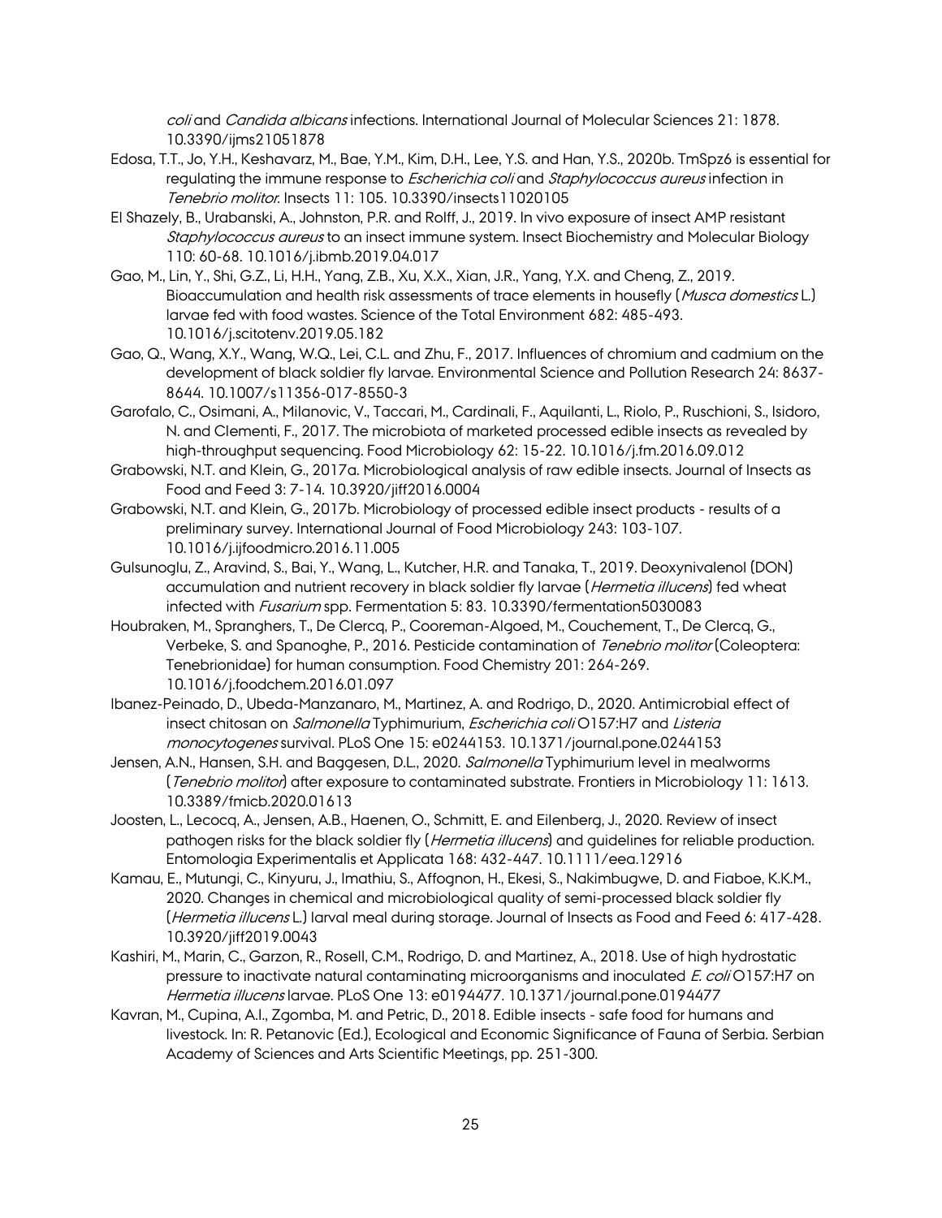*coli* and *Candida albicans* infections. International Journal of Molecular Sciences 21: 1878. 10.3390/ijms21051878

Edosa, T.T., Jo, Y.H., Keshavarz, M., Bae, Y.M., Kim, D.H., Lee, Y.S. and Han, Y.S., 2020b. TmSpz6 is essential for regulating the immune response to *Escherichia coli* and *Staphylococcus aureus* infection in *Tenebrio molitor*. Insects 11: 105. 10.3390/insects11020105

El Shazely, B., Urabanski, A., Johnston, P.R. and Rolff, J., 2019. In vivo exposure of insect AMP resistant *Staphylococcus aureus* to an insect immune system. Insect Biochemistry and Molecular Biology 110: 60-68. 10.1016/j.ibmb.2019.04.017

Gao, M., Lin, Y., Shi, G.Z., Li, H.H., Yang, Z.B., Xu, X.X., Xian, J.R., Yang, Y.X. and Cheng, Z., 2019. Bioaccumulation and health risk assessments of trace elements in housefly (*Musca domestics* L.) larvae fed with food wastes. Science of the Total Environment 682: 485-493. 10.1016/j.scitotenv.2019.05.182

Gao, Q., Wang, X.Y., Wang, W.Q., Lei, C.L. and Zhu, F., 2017. Influences of chromium and cadmium on the development of black soldier fly larvae. Environmental Science and Pollution Research 24: 8637-8644. 10.1007/s11356-017-8550-3

Garofalo, C., Osimani, A., Milanovic, V., Taccari, M., Cardinali, F., Aquilanti, L., Riolo, P., Ruschioni, S., Isidoro, N. and Clementi, F., 2017. The microbiota of marketed processed edible insects as revealed by high-throughput sequencing. Food Microbiology 62: 15-22. 10.1016/j.fm.2016.09.012

Grabowski, N.T. and Klein, G., 2017a. Microbiological analysis of raw edible insects. Journal of Insects as Food and Feed 3: 7-14. 10.3920/jiff2016.0004

Grabowski, N.T. and Klein, G., 2017b. Microbiology of processed edible insect products - results of a preliminary survey. International Journal of Food Microbiology 243: 103-107. 10.1016/j.ijfoodmicro.2016.11.005

Gulsunoglu, Z., Aravind, S., Bai, Y., Wang, L., Kutcher, H.R. and Tanaka, T., 2019. Deoxynivalenol (DON) accumulation and nutrient recovery in black soldier fly larvae (*Hermetia illucens*) fed wheat infected with *Fusarium* spp. Fermentation 5: 83. 10.3390/fermentation5030083

Houbraken, M., Spranghers, T., De Clercq, P., Cooreman-Algoed, M., Couchement, T., De Clercq, G., Verbeke, S. and Spanoghe, P., 2016. Pesticide contamination of *Tenebrio molitor* (Coleoptera: Tenebrionidae) for human consumption. Food Chemistry 201: 264-269. 10.1016/j.foodchem.2016.01.097

Ibanez-Peinado, D., Ubeda-Manzanaro, M., Martinez, A. and Rodrigo, D., 2020. Antimicrobial effect of insect chitosan on *Salmonella* Typhimurium, *Escherichia coli* O157:H7 and *Listeria monocytogenes* survival. PLoS One 15: e0244153. 10.1371/journal.pone.0244153

Jensen, A.N., Hansen, S.H. and Baggesen, D.L., 2020. *Salmonella* Typhimurium level in mealworms (*Tenebrio molitor*) after exposure to contaminated substrate. Frontiers in Microbiology 11: 1613. 10.3389/fmicb.2020.01613

Joosten, L., Lecocq, A., Jensen, A.B., Haenen, O., Schmitt, E. and Eilenberg, J., 2020. Review of insect pathogen risks for the black soldier fly (*Hermetia illucens*) and guidelines for reliable production. Entomologia Experimentalis et Applicata 168: 432-447. 10.1111/eea.12916

Kamau, E., Mutungi, C., Kinyuru, J., Imathiu, S., Affognon, H., Ekesi, S., Nakimbugwe, D. and Fiaboe, K.K.M., 2020. Changes in chemical and microbiological quality of semi-processed black soldier fly (*Hermetia illucens* L.) larval meal during storage. Journal of Insects as Food and Feed 6: 417-428. 10.3920/jiff2019.0043

Kashiri, M., Marin, C., Garzon, R., Rosell, C.M., Rodrigo, D. and Martinez, A., 2018. Use of high hydrostatic pressure to inactivate natural contaminating microorganisms and inoculated *E. coli* O157:H7 on *Hermetia illucens* larvae. PLoS One 13: e0194477. 10.1371/journal.pone.0194477

Kavran, M., Cupina, A.I., Zgomba, M. and Petric, D., 2018. Edible insects - safe food for humans and livestock. In: R. Petanovic (Ed.), Ecological and Economic Significance of Fauna of Serbia. Serbian Academy of Sciences and Arts Scientific Meetings, pp. 251-300.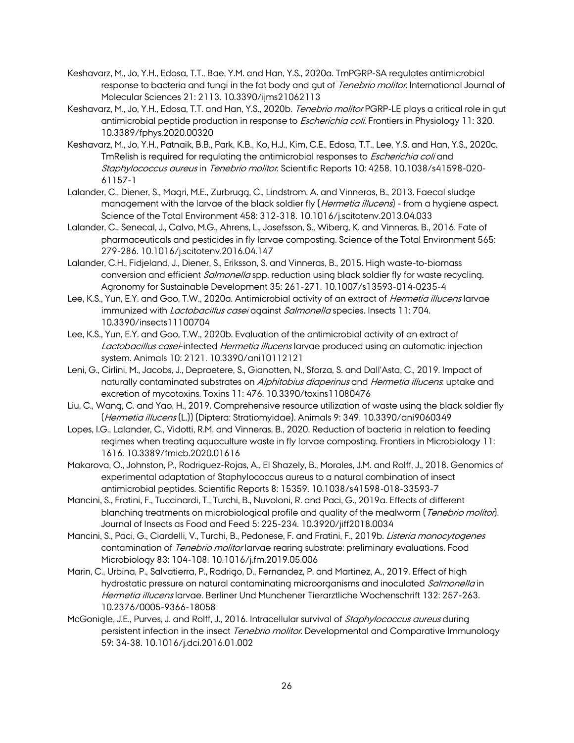Keshavarz, M., Jo, Y.H., Edosa, T.T., Bae, Y.M. and Han, Y.S., 2020a. TmPGRP-SA regulates antimicrobial response to bacteria and fungi in the fat body and gut of *Tenebrio molitor*. International Journal of Molecular Sciences 21: 2113. 10.3390/ijms21062113

Keshavarz, M., Jo, Y.H., Edosa, T.T. and Han, Y.S., 2020b. *Tenebrio molitor* PGRP-LE plays a critical role in gut antimicrobial peptide production in response to *Escherichia coli*. Frontiers in Physiology 11: 320. 10.3389/fphys.2020.00320

Keshavarz, M., Jo, Y.H., Patnaik, B.B., Park, K.B., Ko, H.J., Kim, C.E., Edosa, T.T., Lee, Y.S. and Han, Y.S., 2020c. TmRelish is required for regulating the antimicrobial responses to *Escherichia coli* and *Staphylococcus aureus* in *Tenebrio molitor*. Scientific Reports 10: 4258. 10.1038/s41598-020-61157-1

Lalander, C., Diener, S., Magri, M.E., Zurbrugg, C., Lindstrom, A. and Vinneras, B., 2013. Faecal sludge management with the larvae of the black soldier fly (*Hermetia illucens*) - from a hygiene aspect. Science of the Total Environment 458: 312-318. 10.1016/j.scitotenv.2013.04.033

Lalander, C., Senecal, J., Calvo, M.G., Ahrens, L., Josefsson, S., Wiberg, K. and Vinneras, B., 2016. Fate of pharmaceuticals and pesticides in fly larvae composting. Science of the Total Environment 565: 279-286. 10.1016/j.scitotenv.2016.04.147

Lalander, C.H., Fidjeland, J., Diener, S., Eriksson, S. and Vinneras, B., 2015. High waste-to-biomass conversion and efficient *Salmonella* spp. reduction using black soldier fly for waste recycling. Agronomy for Sustainable Development 35: 261-271. 10.1007/s13593-014-0235-4

Lee, K.S., Yun, E.Y. and Goo, T.W., 2020a. Antimicrobial activity of an extract of *Hermetia illucens* larvae immunized with *Lactobacillus casei* against *Salmonella* species. Insects 11: 704. 10.3390/insects11100704

Lee, K.S., Yun, E.Y. and Goo, T.W., 2020b. Evaluation of the antimicrobial activity of an extract of *Lactobacillus casei*-infected *Hermetia illucens* larvae produced using an automatic injection system. Animals 10: 2121. 10.3390/ani10112121

Leni, G., Cirlini, M., Jacobs, J., Depraetere, S., Gianotten, N., Sforza, S. and Dall'Asta, C., 2019. Impact of naturally contaminated substrates on *Alphitobius diaperinus* and *Hermetia illucens*: uptake and excretion of mycotoxins. Toxins 11: 476. 10.3390/toxins11080476

Liu, C., Wang, C. and Yao, H., 2019. Comprehensive resource utilization of waste using the black soldier fly (*Hermetia illucens* (L.)) (Diptera: Stratiomyidae). Animals 9: 349. 10.3390/ani9060349

Lopes, I.G., Lalander, C., Vidotti, R.M. and Vinneras, B., 2020. Reduction of bacteria in relation to feeding regimes when treating aquaculture waste in fly larvae composting. Frontiers in Microbiology 11: 1616. 10.3389/fmicb.2020.01616

Makarova, O., Johnston, P., Rodriguez-Rojas, A., El Shazely, B., Morales, J.M. and Rolff, J., 2018. Genomics of experimental adaptation of Staphylococcus aureus to a natural combination of insect antimicrobial peptides. Scientific Reports 8: 15359. 10.1038/s41598-018-33593-7

Mancini, S., Fratini, F., Tuccinardi, T., Turchi, B., Nuvoloni, R. and Paci, G., 2019a. Effects of different blanching treatments on microbiological profile and quality of the mealworm (*Tenebrio molitor*). Journal of Insects as Food and Feed 5: 225-234. 10.3920/jiff2018.0034

Mancini, S., Paci, G., Ciardelli, V., Turchi, B., Pedonese, F. and Fratini, F., 2019b. *Listeria monocytogenes* contamination of *Tenebrio molitor* larvae rearing substrate: preliminary evaluations. Food Microbiology 83: 104-108. 10.1016/j.fm.2019.05.006

Marin, C., Urbina, P., Salvatierra, P., Rodrigo, D., Fernandez, P. and Martinez, A., 2019. Effect of high hydrostatic pressure on natural contaminating microorganisms and inoculated *Salmonella* in *Hermetia illucens* larvae. Berliner Und Munchener Tierarztliche Wochenschrift 132: 257-263. 10.2376/0005-9366-18058

McGonigle, J.E., Purves, J. and Rolff, J., 2016. Intracellular survival of *Staphylococcus aureus* during persistent infection in the insect *Tenebrio molitor*. Developmental and Comparative Immunology 59: 34-38. 10.1016/j.dci.2016.01.002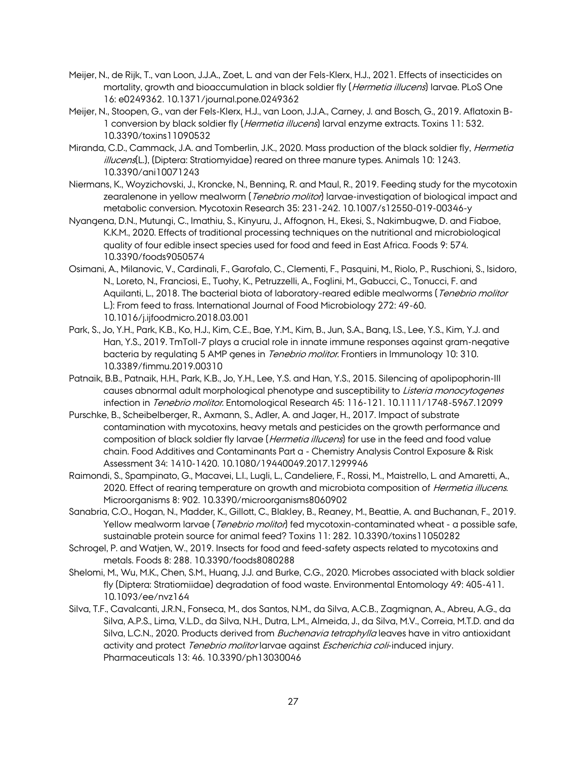Meijer, N., de Rijk, T., van Loon, J.J.A., Zoet, L. and van der Fels-Klerx, H.J., 2021. Effects of insecticides on mortality, growth and bioaccumulation in black soldier fly (*Hermetia illucens*) larvae. PLoS One 16: e0249362. 10.1371/journal.pone.0249362

Meijer, N., Stoopen, G., van der Fels-Klerx, H.J., van Loon, J.J.A., Carney, J. and Bosch, G., 2019. Aflatoxin B-1 conversion by black soldier fly (*Hermetia illucens*) larval enzyme extracts. Toxins 11: 532. 10.3390/toxins11090532

Miranda, C.D., Cammack, J.A. and Tomberlin, J.K., 2020. Mass production of the black soldier fly, *Hermetia illucens*(L.), (Diptera: Stratiomyidae) reared on three manure types. Animals 10: 1243. 10.3390/ani10071243

Niermans, K., Woyzichovski, J., Kroncke, N., Benning, R. and Maul, R., 2019. Feeding study for the mycotoxin zearalenone in yellow mealworm (*Tenebrio molitor*) larvae-investigation of biological impact and metabolic conversion. Mycotoxin Research 35: 231-242. 10.1007/s12550-019-00346-y

Nyangena, D.N., Mutungi, C., Imathiu, S., Kinyuru, J., Affognon, H., Ekesi, S., Nakimbugwe, D. and Fiaboe, K.K.M., 2020. Effects of traditional processing techniques on the nutritional and microbiological quality of four edible insect species used for food and feed in East Africa. Foods 9: 574. 10.3390/foods9050574

Osimani, A., Milanovic, V., Cardinali, F., Garofalo, C., Clementi, F., Pasquini, M., Riolo, P., Ruschioni, S., Isidoro, N., Loreto, N., Franciosi, E., Tuohy, K., Petruzzelli, A., Foglini, M., Gabucci, C., Tonucci, F. and Aquilanti, L., 2018. The bacterial biota of laboratory-reared edible mealworms (*Tenebrio molitor* L.): From feed to frass. International Journal of Food Microbiology 272: 49-60. 10.1016/j.ijfoodmicro.2018.03.001

Park, S., Jo, Y.H., Park, K.B., Ko, H.J., Kim, C.E., Bae, Y.M., Kim, B., Jun, S.A., Bang, I.S., Lee, Y.S., Kim, Y.J. and Han, Y.S., 2019. TmToll-7 plays a crucial role in innate immune responses against gram-negative bacteria by regulating 5 AMP genes in *Tenebrio molitor*. Frontiers in Immunology 10: 310. 10.3389/fimmu.2019.00310

Patnaik, B.B., Patnaik, H.H., Park, K.B., Jo, Y.H., Lee, Y.S. and Han, Y.S., 2015. Silencing of apolipophorin-III causes abnormal adult morphological phenotype and susceptibility to *Listeria monocytogenes* infection in *Tenebrio molitor*. Entomological Research 45: 116-121. 10.1111/1748-5967.12099

Purschke, B., Scheibelberger, R., Axmann, S., Adler, A. and Jager, H., 2017. Impact of substrate contamination with mycotoxins, heavy metals and pesticides on the growth performance and composition of black soldier fly larvae (*Hermetia illucens*) for use in the feed and food value chain. Food Additives and Contaminants Part a - Chemistry Analysis Control Exposure & Risk Assessment 34: 1410-1420. 10.1080/19440049.2017.1299946

Raimondi, S., Spampinato, G., Macavei, L.I., Lugli, L., Candeliere, F., Rossi, M., Maistrello, L. and Amaretti, A., 2020. Effect of rearing temperature on growth and microbiota composition of *Hermetia illucens*. Microorganisms 8: 902. 10.3390/microorganisms8060902

Sanabria, C.O., Hogan, N., Madder, K., Gillott, C., Blakley, B., Reaney, M., Beattie, A. and Buchanan, F., 2019. Yellow mealworm larvae (*Tenebrio molitor*) fed mycotoxin-contaminated wheat - a possible safe, sustainable protein source for animal feed? Toxins 11: 282. 10.3390/toxins11050282

Schrogel, P. and Watjen, W., 2019. Insects for food and feed-safety aspects related to mycotoxins and metals. Foods 8: 288. 10.3390/foods8080288

Shelomi, M., Wu, M.K., Chen, S.M., Huang, J.J. and Burke, C.G., 2020. Microbes associated with black soldier fly (Diptera: Stratiomiidae) degradation of food waste. Environmental Entomology 49: 405-411. 10.1093/ee/nvz164

Silva, T.F., Cavalcanti, J.R.N., Fonseca, M., dos Santos, N.M., da Silva, A.C.B., Zagmignan, A., Abreu, A.G., da Silva, A.P.S., Lima, V.L.D., da Silva, N.H., Dutra, L.M., Almeida, J., da Silva, M.V., Correia, M.T.D. and da Silva, L.C.N., 2020. Products derived from *Buchenavia tetraphylla* leaves have in vitro antioxidant activity and protect *Tenebrio molitor* larvae against *Escherichia coli*-induced injury. Pharmaceuticals 13: 46. 10.3390/ph13030046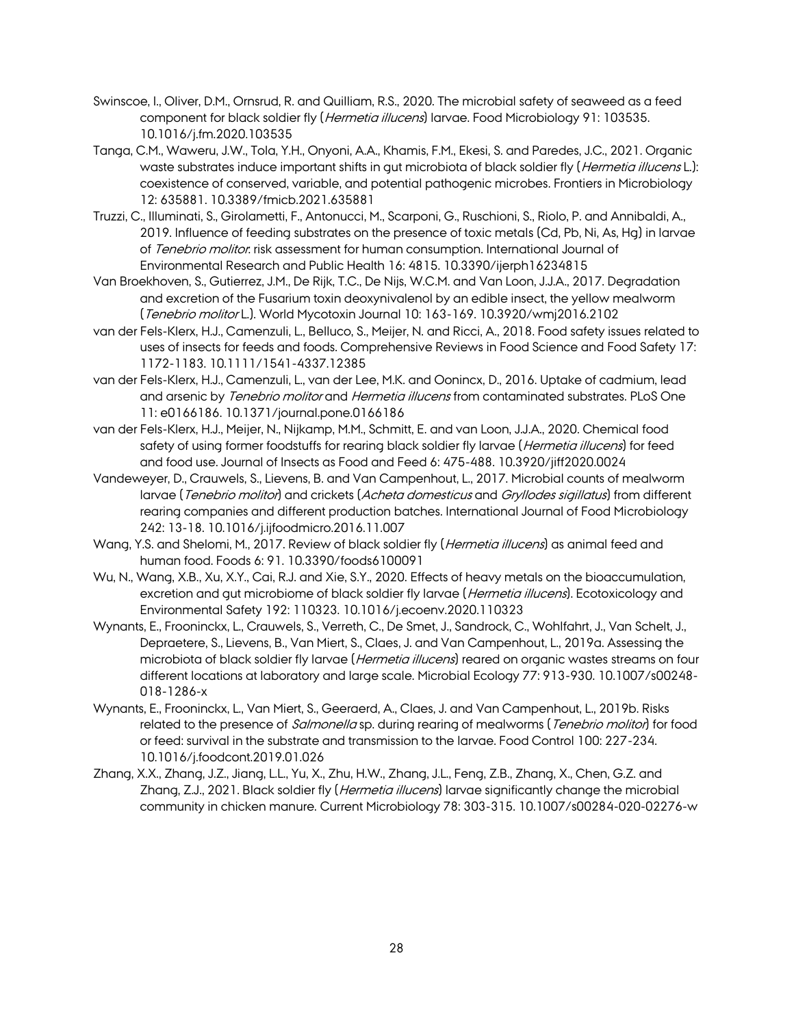Swinscoe, I., Oliver, D.M., Ornsrud, R. and Quilliam, R.S., 2020. The microbial safety of seaweed as a feed component for black soldier fly (*Hermetia illucens*) larvae. Food Microbiology 91: 103535. 10.1016/j.fm.2020.103535

Tanga, C.M., Waweru, J.W., Tola, Y.H., Onyoni, A.A., Khamis, F.M., Ekesi, S. and Paredes, J.C., 2021. Organic waste substrates induce important shifts in gut microbiota of black soldier fly (*Hermetia illucens* L.): coexistence of conserved, variable, and potential pathogenic microbes. Frontiers in Microbiology 12: 635881. 10.3389/fmicb.2021.635881

Truzzi, C., Illuminati, S., Girolametti, F., Antonucci, M., Scarponi, G., Ruschioni, S., Riolo, P. and Annibaldi, A., 2019. Influence of feeding substrates on the presence of toxic metals (Cd, Pb, Ni, As, Hg) in larvae of *Tenebrio molitor*: risk assessment for human consumption. International Journal of Environmental Research and Public Health 16: 4815. 10.3390/ijerph16234815

Van Broekhoven, S., Gutierrez, J.M., De Rijk, T.C., De Nijs, W.C.M. and Van Loon, J.J.A., 2017. Degradation and excretion of the Fusarium toxin deoxynivalenol by an edible insect, the yellow mealworm (*Tenebrio molitor* L.). World Mycotoxin Journal 10: 163-169. 10.3920/wmj2016.2102

van der Fels-Klerx, H.J., Camenzuli, L., Belluco, S., Meijer, N. and Ricci, A., 2018. Food safety issues related to uses of insects for feeds and foods. Comprehensive Reviews in Food Science and Food Safety 17: 1172-1183. 10.1111/1541-4337.12385

van der Fels-Klerx, H.J., Camenzuli, L., van der Lee, M.K. and Oonincx, D., 2016. Uptake of cadmium, lead and arsenic by *Tenebrio molitor* and *Hermetia illucens* from contaminated substrates. PLoS One 11: e0166186. 10.1371/journal.pone.0166186

van der Fels-Klerx, H.J., Meijer, N., Nijkamp, M.M., Schmitt, E. and van Loon, J.J.A., 2020. Chemical food safety of using former foodstuffs for rearing black soldier fly larvae (*Hermetia illucens*) for feed and food use. Journal of Insects as Food and Feed 6: 475-488. 10.3920/jiff2020.0024

Vandeweyer, D., Crauwels, S., Lievens, B. and Van Campenhout, L., 2017. Microbial counts of mealworm larvae (*Tenebrio molitor*) and crickets (*Acheta domesticus* and *Gryllodes sigillatus*) from different rearing companies and different production batches. International Journal of Food Microbiology 242: 13-18. 10.1016/j.ijfoodmicro.2016.11.007

Wang, Y.S. and Shelomi, M., 2017. Review of black soldier fly (*Hermetia illucens*) as animal feed and human food. Foods 6: 91. 10.3390/foods6100091

Wu, N., Wang, X.B., Xu, X.Y., Cai, R.J. and Xie, S.Y., 2020. Effects of heavy metals on the bioaccumulation, excretion and gut microbiome of black soldier fly larvae (*Hermetia illucens*). Ecotoxicology and Environmental Safety 192: 110323. 10.1016/j.ecoenv.2020.110323

Wynants, E., Frooninckx, L., Crauwels, S., Verreth, C., De Smet, J., Sandrock, C., Wohlfahrt, J., Van Schelt, J., Depraetere, S., Lievens, B., Van Miert, S., Claes, J. and Van Campenhout, L., 2019a. Assessing the microbiota of black soldier fly larvae (*Hermetia illucens*) reared on organic wastes streams on four different locations at laboratory and large scale. Microbial Ecology 77: 913-930. 10.1007/s00248-018-1286-x

Wynants, E., Frooninckx, L., Van Miert, S., Geeraerd, A., Claes, J. and Van Campenhout, L., 2019b. Risks related to the presence of *Salmonella* sp. during rearing of mealworms (*Tenebrio molitor*) for food or feed: survival in the substrate and transmission to the larvae. Food Control 100: 227-234. 10.1016/j.foodcont.2019.01.026

Zhang, X.X., Zhang, J.Z., Jiang, L.L., Yu, X., Zhu, H.W., Zhang, J.L., Feng, Z.B., Zhang, X., Chen, G.Z. and Zhang, Z.J., 2021. Black soldier fly (*Hermetia illucens*) larvae significantly change the microbial community in chicken manure. Current Microbiology 78: 303-315. 10.1007/s00284-020-02276-w